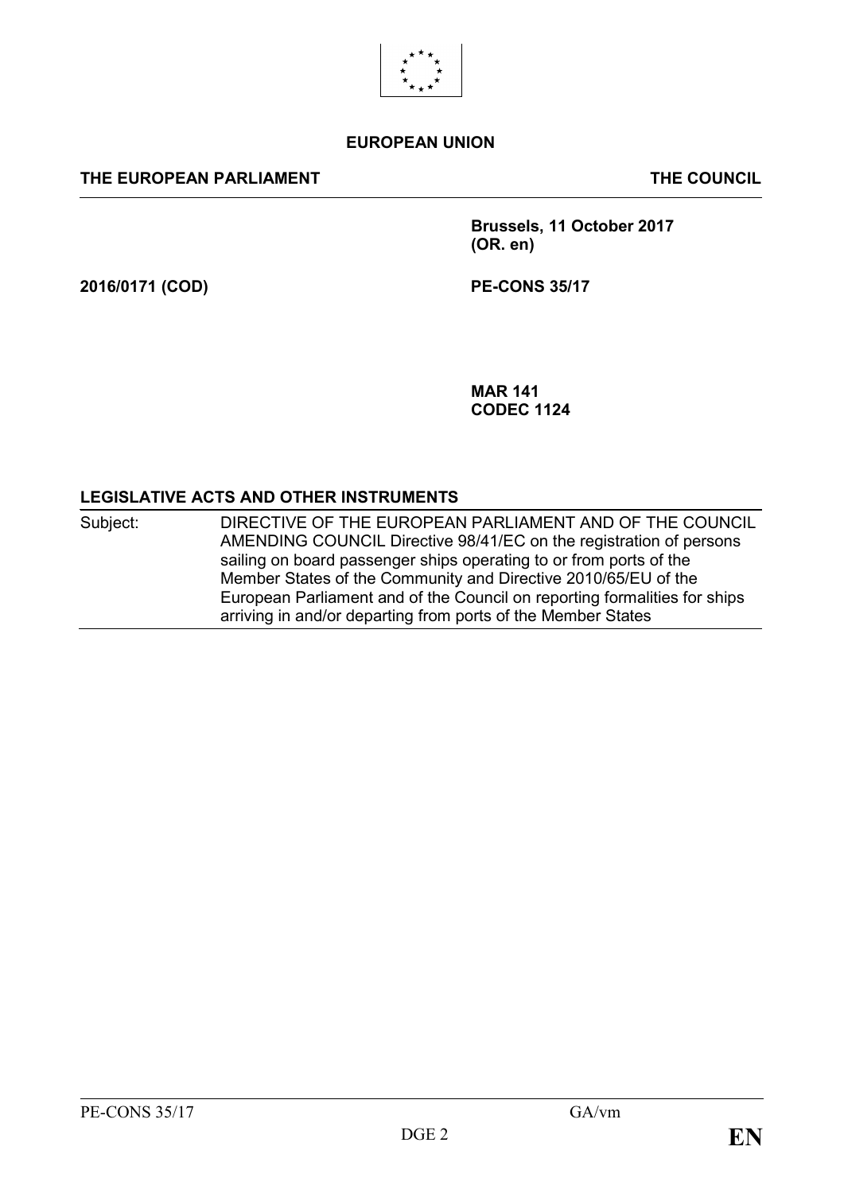**EUROPEAN UNION**

**THE EUROPEAN PARLIAMENT** **THE COUNCIL**

**Brussels, 11 October 2017**
**(OR. en)**

**2016/0171 (COD)** **PE-CONS 35/17**

**MAR 141**
**CODEC 1124**

**LEGISLATIVE ACTS AND OTHER INSTRUMENTS**

| Subject: | DIRECTIVE OF THE EUROPEAN PARLIAMENT AND OF THE COUNCIL AMENDING COUNCIL Directive 98/41/EC on the registration of persons sailing on board passenger ships operating to or from ports of the Member States of the Community and Directive 2010/65/EU of the European Parliament and of the Council on reporting formalities for ships arriving in and/or departing from ports of the Member States |
|---|---|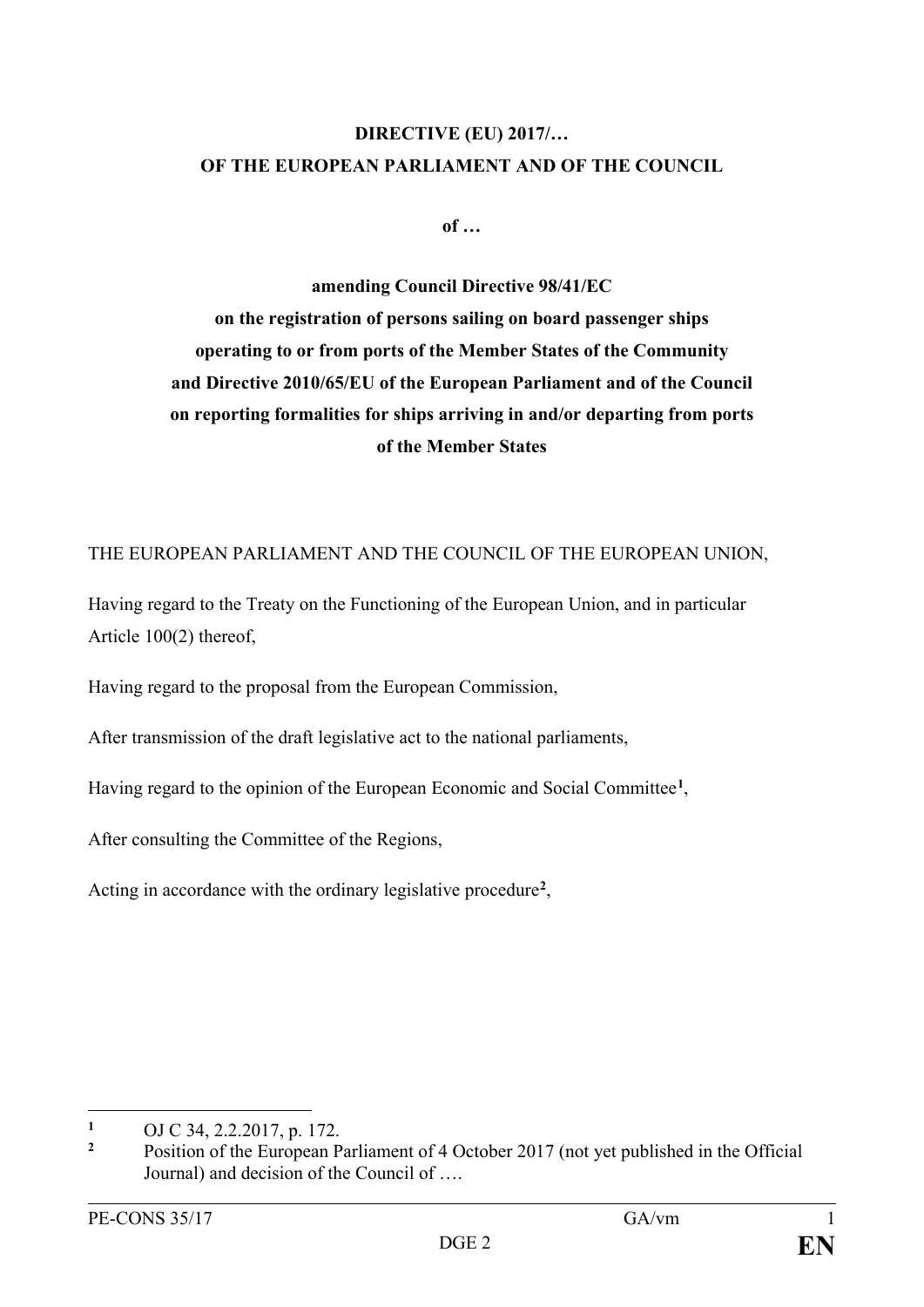**DIRECTIVE (EU) 2017/…**

**OF THE EUROPEAN PARLIAMENT AND OF THE COUNCIL**

**of …**

**amending Council Directive 98/41/EC on the registration of persons sailing on board passenger ships operating to or from ports of the Member States of the Community and Directive 2010/65/EU of the European Parliament and of the Council on reporting formalities for ships arriving in and/or departing from ports of the Member States**

THE EUROPEAN PARLIAMENT AND THE COUNCIL OF THE EUROPEAN UNION,

Having regard to the Treaty on the Functioning of the European Union, and in particular Article 100(2) thereof,

Having regard to the proposal from the European Commission,

After transmission of the draft legislative act to the national parliaments,

Having regard to the opinion of the European Economic and Social Committee[1],

After consulting the Committee of the Regions,

Acting in accordance with the ordinary legislative procedure[2],

---

[1] OJ C 34, 2.2.2017, p. 172.

[2] Position of the European Parliament of 4 October 2017 (not yet published in the Official Journal) and decision of the Council of ….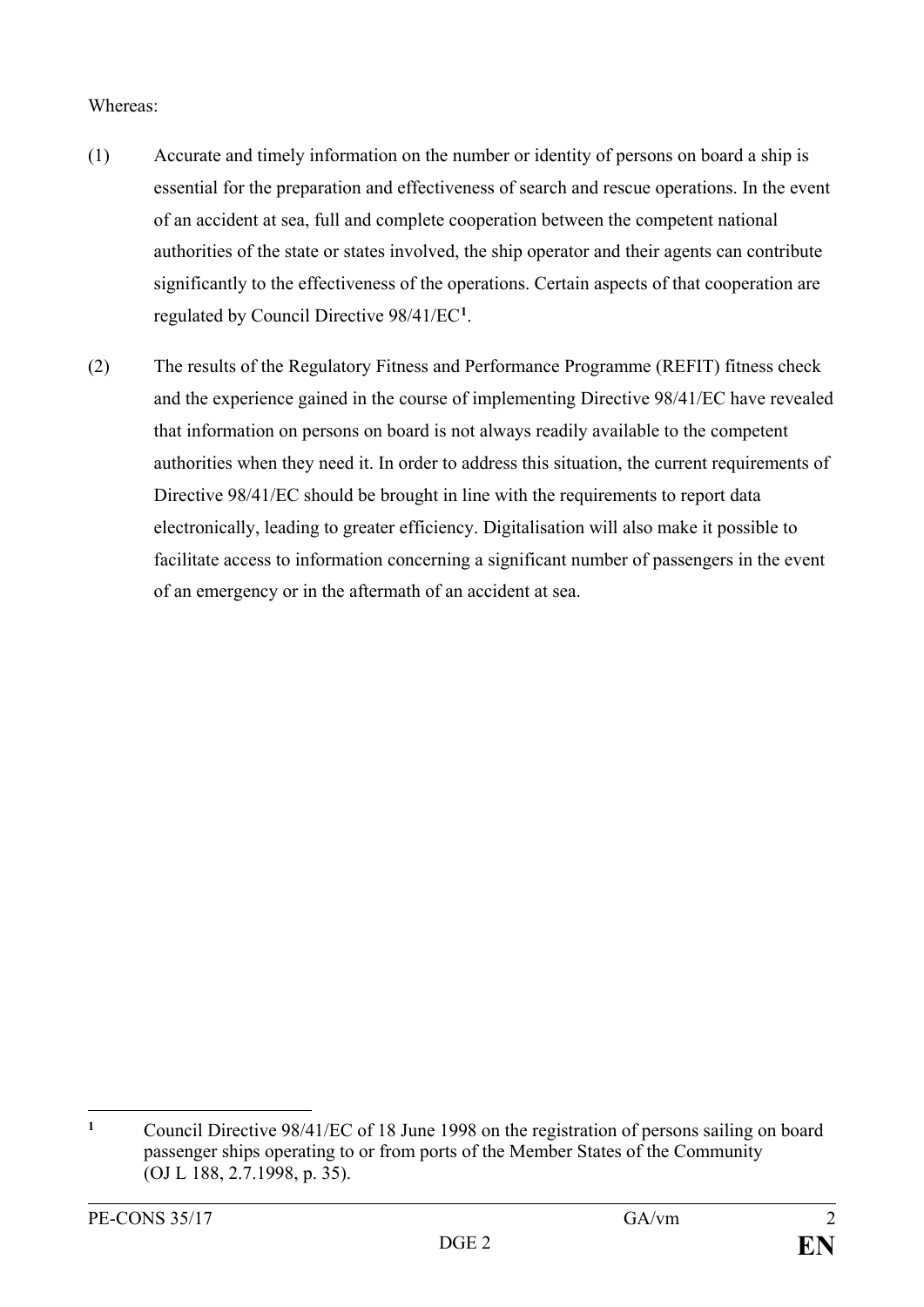Whereas:

(1) Accurate and timely information on the number or identity of persons on board a ship is essential for the preparation and effectiveness of search and rescue operations. In the event of an accident at sea, full and complete cooperation between the competent national authorities of the state or states involved, the ship operator and their agents can contribute significantly to the effectiveness of the operations. Certain aspects of that cooperation are regulated by Council Directive 98/41/EC[1].

(2) The results of the Regulatory Fitness and Performance Programme (REFIT) fitness check and the experience gained in the course of implementing Directive 98/41/EC have revealed that information on persons on board is not always readily available to the competent authorities when they need it. In order to address this situation, the current requirements of Directive 98/41/EC should be brought in line with the requirements to report data electronically, leading to greater efficiency. Digitalisation will also make it possible to facilitate access to information concerning a significant number of passengers in the event of an emergency or in the aftermath of an accident at sea.

---

[1] Council Directive 98/41/EC of 18 June 1998 on the registration of persons sailing on board passenger ships operating to or from ports of the Member States of the Community (OJ L 188, 2.7.1998, p. 35).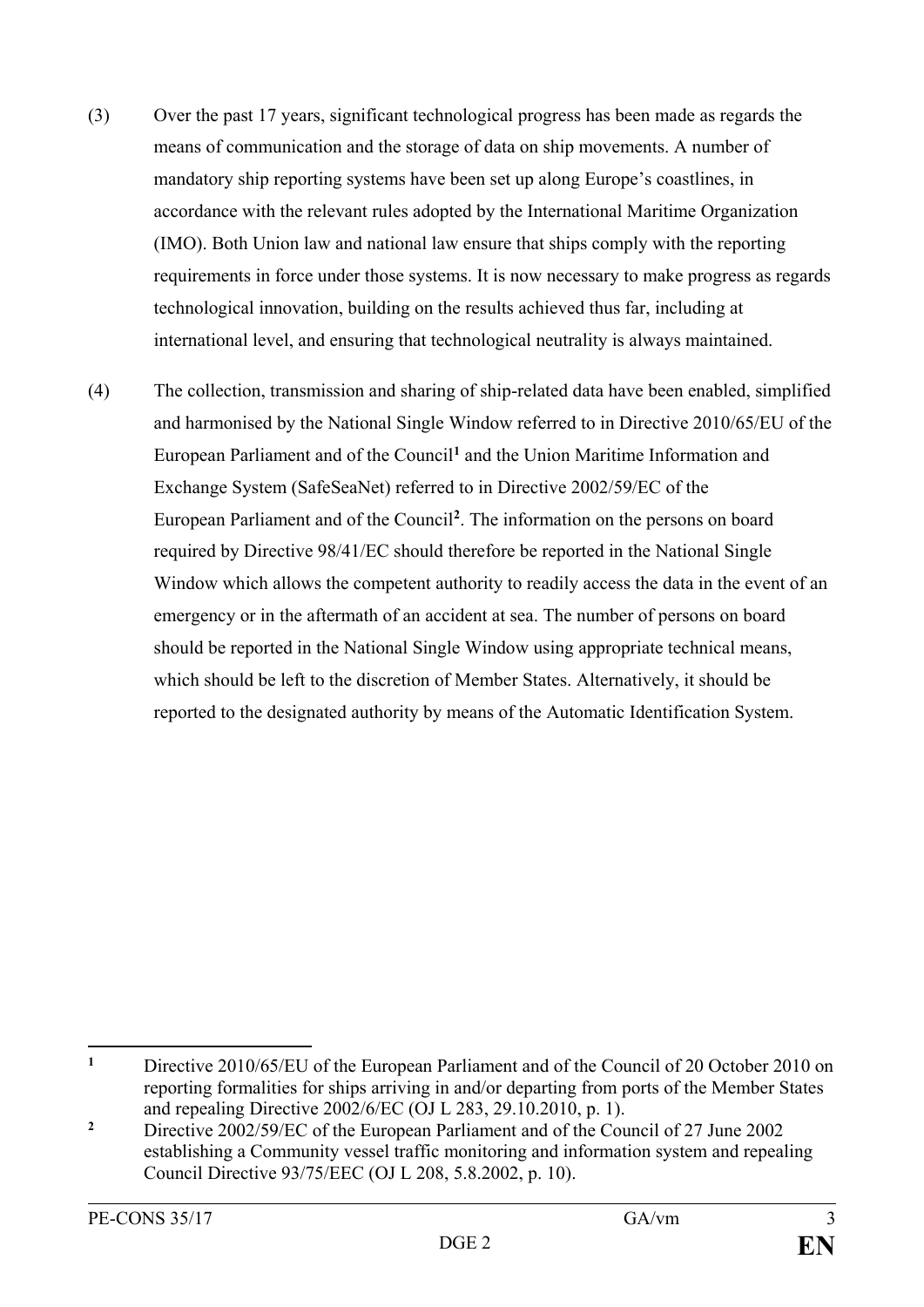(3) Over the past 17 years, significant technological progress has been made as regards the means of communication and the storage of data on ship movements. A number of mandatory ship reporting systems have been set up along Europe's coastlines, in accordance with the relevant rules adopted by the International Maritime Organization (IMO). Both Union law and national law ensure that ships comply with the reporting requirements in force under those systems. It is now necessary to make progress as regards technological innovation, building on the results achieved thus far, including at international level, and ensuring that technological neutrality is always maintained.

(4) The collection, transmission and sharing of ship-related data have been enabled, simplified and harmonised by the National Single Window referred to in Directive 2010/65/EU of the European Parliament and of the Council[1] and the Union Maritime Information and Exchange System (SafeSeaNet) referred to in Directive 2002/59/EC of the European Parliament and of the Council[2]. The information on the persons on board required by Directive 98/41/EC should therefore be reported in the National Single Window which allows the competent authority to readily access the data in the event of an emergency or in the aftermath of an accident at sea. The number of persons on board should be reported in the National Single Window using appropriate technical means, which should be left to the discretion of Member States. Alternatively, it should be reported to the designated authority by means of the Automatic Identification System.

---

[1] Directive 2010/65/EU of the European Parliament and of the Council of 20 October 2010 on reporting formalities for ships arriving in and/or departing from ports of the Member States and repealing Directive 2002/6/EC (OJ L 283, 29.10.2010, p. 1).

[2] Directive 2002/59/EC of the European Parliament and of the Council of 27 June 2002 establishing a Community vessel traffic monitoring and information system and repealing Council Directive 93/75/EEC (OJ L 208, 5.8.2002, p. 10).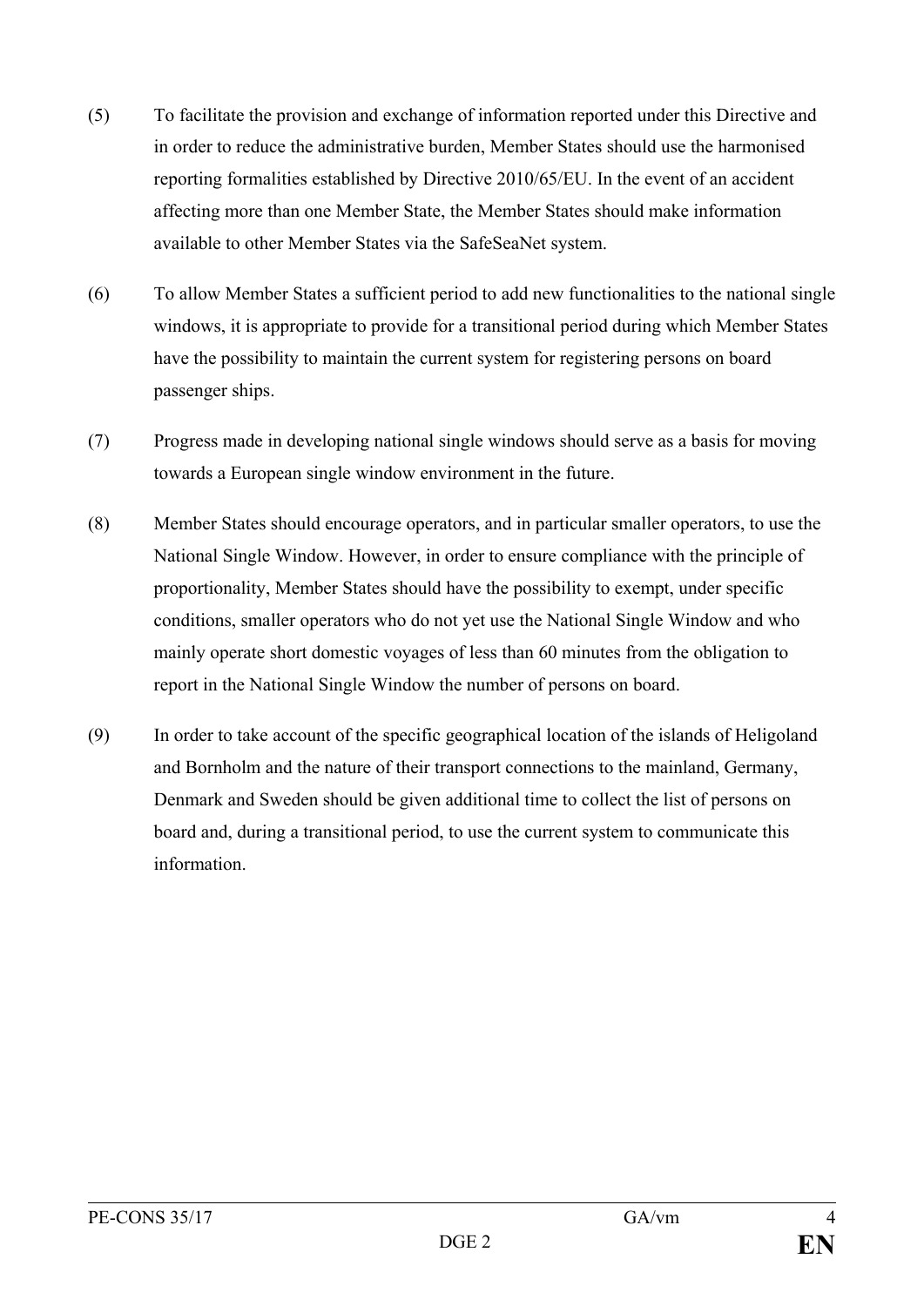(5) To facilitate the provision and exchange of information reported under this Directive and in order to reduce the administrative burden, Member States should use the harmonised reporting formalities established by Directive 2010/65/EU. In the event of an accident affecting more than one Member State, the Member States should make information available to other Member States via the SafeSeaNet system.

(6) To allow Member States a sufficient period to add new functionalities to the national single windows, it is appropriate to provide for a transitional period during which Member States have the possibility to maintain the current system for registering persons on board passenger ships.

(7) Progress made in developing national single windows should serve as a basis for moving towards a European single window environment in the future.

(8) Member States should encourage operators, and in particular smaller operators, to use the National Single Window. However, in order to ensure compliance with the principle of proportionality, Member States should have the possibility to exempt, under specific conditions, smaller operators who do not yet use the National Single Window and who mainly operate short domestic voyages of less than 60 minutes from the obligation to report in the National Single Window the number of persons on board.

(9) In order to take account of the specific geographical location of the islands of Heligoland and Bornholm and the nature of their transport connections to the mainland, Germany, Denmark and Sweden should be given additional time to collect the list of persons on board and, during a transitional period, to use the current system to communicate this information.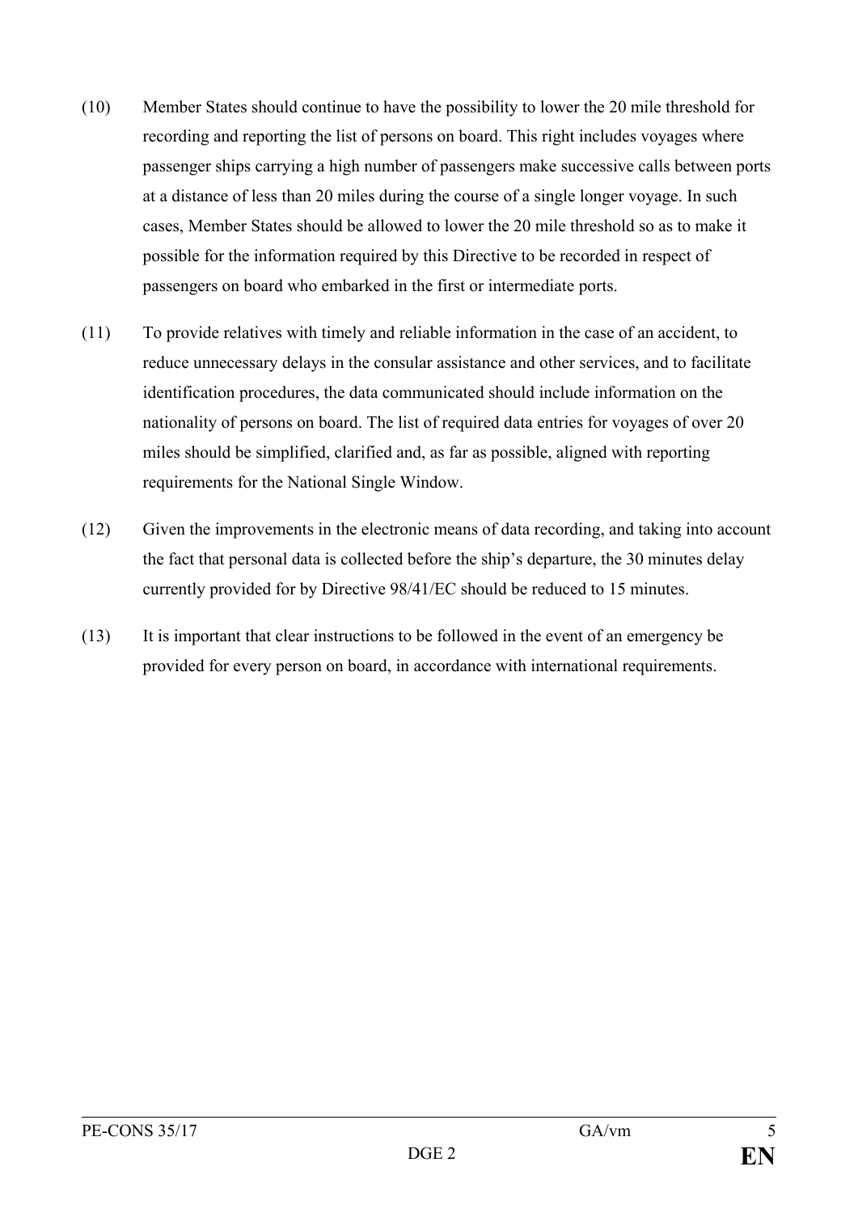(10) Member States should continue to have the possibility to lower the 20 mile threshold for recording and reporting the list of persons on board. This right includes voyages where passenger ships carrying a high number of passengers make successive calls between ports at a distance of less than 20 miles during the course of a single longer voyage. In such cases, Member States should be allowed to lower the 20 mile threshold so as to make it possible for the information required by this Directive to be recorded in respect of passengers on board who embarked in the first or intermediate ports.

(11) To provide relatives with timely and reliable information in the case of an accident, to reduce unnecessary delays in the consular assistance and other services, and to facilitate identification procedures, the data communicated should include information on the nationality of persons on board. The list of required data entries for voyages of over 20 miles should be simplified, clarified and, as far as possible, aligned with reporting requirements for the National Single Window.

(12) Given the improvements in the electronic means of data recording, and taking into account the fact that personal data is collected before the ship's departure, the 30 minutes delay currently provided for by Directive 98/41/EC should be reduced to 15 minutes.

(13) It is important that clear instructions to be followed in the event of an emergency be provided for every person on board, in accordance with international requirements.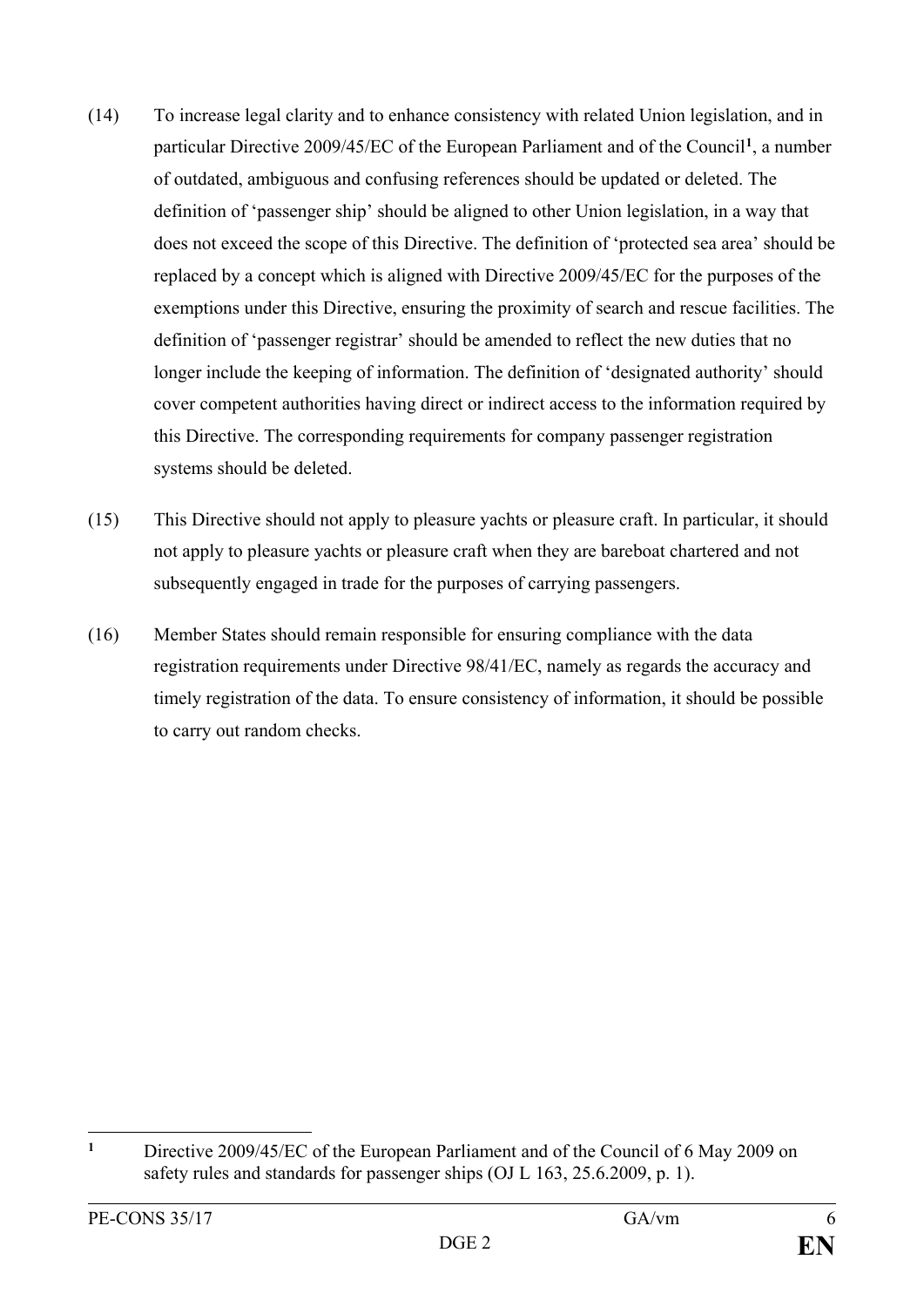(14) To increase legal clarity and to enhance consistency with related Union legislation, and in particular Directive 2009/45/EC of the European Parliament and of the Council[1], a number of outdated, ambiguous and confusing references should be updated or deleted. The definition of 'passenger ship' should be aligned to other Union legislation, in a way that does not exceed the scope of this Directive. The definition of 'protected sea area' should be replaced by a concept which is aligned with Directive 2009/45/EC for the purposes of the exemptions under this Directive, ensuring the proximity of search and rescue facilities. The definition of 'passenger registrar' should be amended to reflect the new duties that no longer include the keeping of information. The definition of 'designated authority' should cover competent authorities having direct or indirect access to the information required by this Directive. The corresponding requirements for company passenger registration systems should be deleted.

(15) This Directive should not apply to pleasure yachts or pleasure craft. In particular, it should not apply to pleasure yachts or pleasure craft when they are bareboat chartered and not subsequently engaged in trade for the purposes of carrying passengers.

(16) Member States should remain responsible for ensuring compliance with the data registration requirements under Directive 98/41/EC, namely as regards the accuracy and timely registration of the data. To ensure consistency of information, it should be possible to carry out random checks.

---

[1] Directive 2009/45/EC of the European Parliament and of the Council of 6 May 2009 on safety rules and standards for passenger ships (OJ L 163, 25.6.2009, p. 1).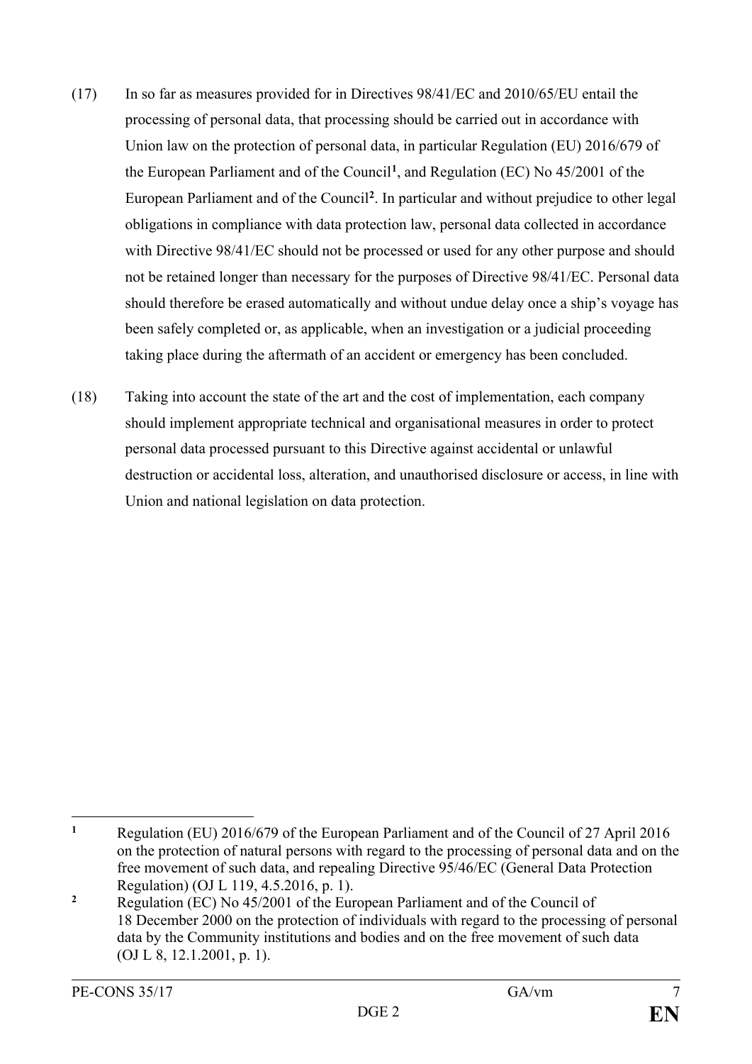(17) In so far as measures provided for in Directives 98/41/EC and 2010/65/EU entail the processing of personal data, that processing should be carried out in accordance with Union law on the protection of personal data, in particular Regulation (EU) 2016/679 of the European Parliament and of the Council[1], and Regulation (EC) No 45/2001 of the European Parliament and of the Council[2]. In particular and without prejudice to other legal obligations in compliance with data protection law, personal data collected in accordance with Directive 98/41/EC should not be processed or used for any other purpose and should not be retained longer than necessary for the purposes of Directive 98/41/EC. Personal data should therefore be erased automatically and without undue delay once a ship's voyage has been safely completed or, as applicable, when an investigation or a judicial proceeding taking place during the aftermath of an accident or emergency has been concluded.

(18) Taking into account the state of the art and the cost of implementation, each company should implement appropriate technical and organisational measures in order to protect personal data processed pursuant to this Directive against accidental or unlawful destruction or accidental loss, alteration, and unauthorised disclosure or access, in line with Union and national legislation on data protection.

---

[1] Regulation (EU) 2016/679 of the European Parliament and of the Council of 27 April 2016 on the protection of natural persons with regard to the processing of personal data and on the free movement of such data, and repealing Directive 95/46/EC (General Data Protection Regulation) (OJ L 119, 4.5.2016, p. 1).

[2] Regulation (EC) No 45/2001 of the European Parliament and of the Council of 18 December 2000 on the protection of individuals with regard to the processing of personal data by the Community institutions and bodies and on the free movement of such data (OJ L 8, 12.1.2001, p. 1).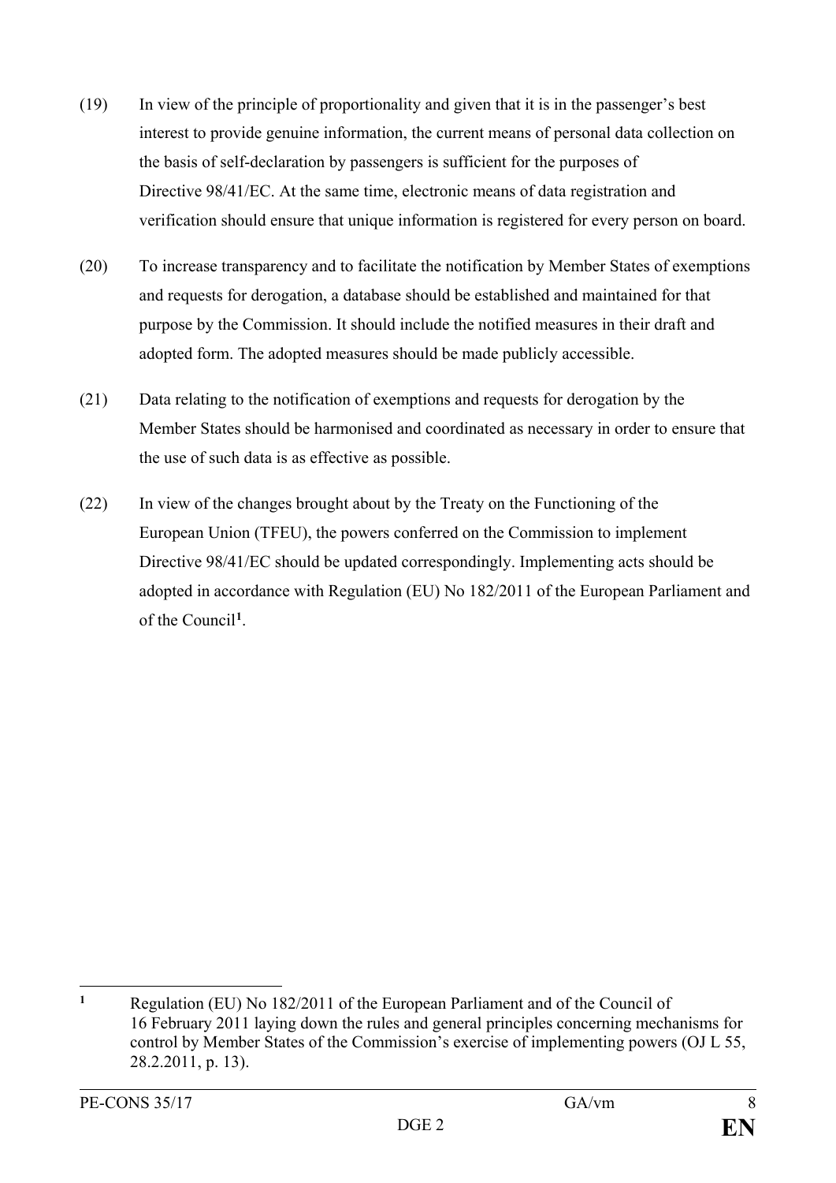(19) In view of the principle of proportionality and given that it is in the passenger's best interest to provide genuine information, the current means of personal data collection on the basis of self-declaration by passengers is sufficient for the purposes of Directive 98/41/EC. At the same time, electronic means of data registration and verification should ensure that unique information is registered for every person on board.

(20) To increase transparency and to facilitate the notification by Member States of exemptions and requests for derogation, a database should be established and maintained for that purpose by the Commission. It should include the notified measures in their draft and adopted form. The adopted measures should be made publicly accessible.

(21) Data relating to the notification of exemptions and requests for derogation by the Member States should be harmonised and coordinated as necessary in order to ensure that the use of such data is as effective as possible.

(22) In view of the changes brought about by the Treaty on the Functioning of the European Union (TFEU), the powers conferred on the Commission to implement Directive 98/41/EC should be updated correspondingly. Implementing acts should be adopted in accordance with Regulation (EU) No 182/2011 of the European Parliament and of the Council[1].

---

[1] Regulation (EU) No 182/2011 of the European Parliament and of the Council of 16 February 2011 laying down the rules and general principles concerning mechanisms for control by Member States of the Commission's exercise of implementing powers (OJ L 55, 28.2.2011, p. 13).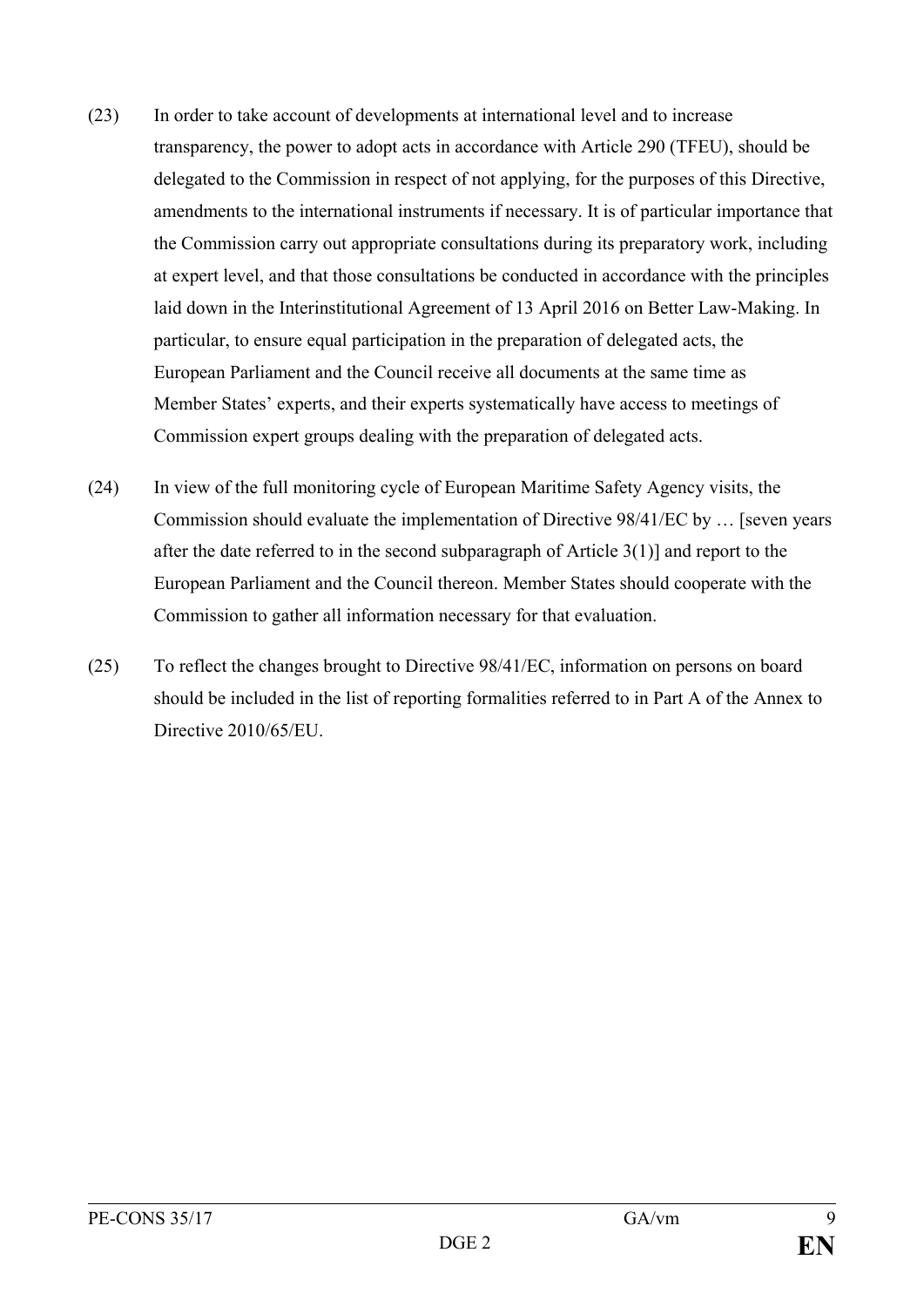(23) In order to take account of developments at international level and to increase transparency, the power to adopt acts in accordance with Article 290 (TFEU), should be delegated to the Commission in respect of not applying, for the purposes of this Directive, amendments to the international instruments if necessary. It is of particular importance that the Commission carry out appropriate consultations during its preparatory work, including at expert level, and that those consultations be conducted in accordance with the principles laid down in the Interinstitutional Agreement of 13 April 2016 on Better Law-Making. In particular, to ensure equal participation in the preparation of delegated acts, the European Parliament and the Council receive all documents at the same time as Member States' experts, and their experts systematically have access to meetings of Commission expert groups dealing with the preparation of delegated acts.

(24) In view of the full monitoring cycle of European Maritime Safety Agency visits, the Commission should evaluate the implementation of Directive 98/41/EC by … [seven years after the date referred to in the second subparagraph of Article 3(1)] and report to the European Parliament and the Council thereon. Member States should cooperate with the Commission to gather all information necessary for that evaluation.

(25) To reflect the changes brought to Directive 98/41/EC, information on persons on board should be included in the list of reporting formalities referred to in Part A of the Annex to Directive 2010/65/EU.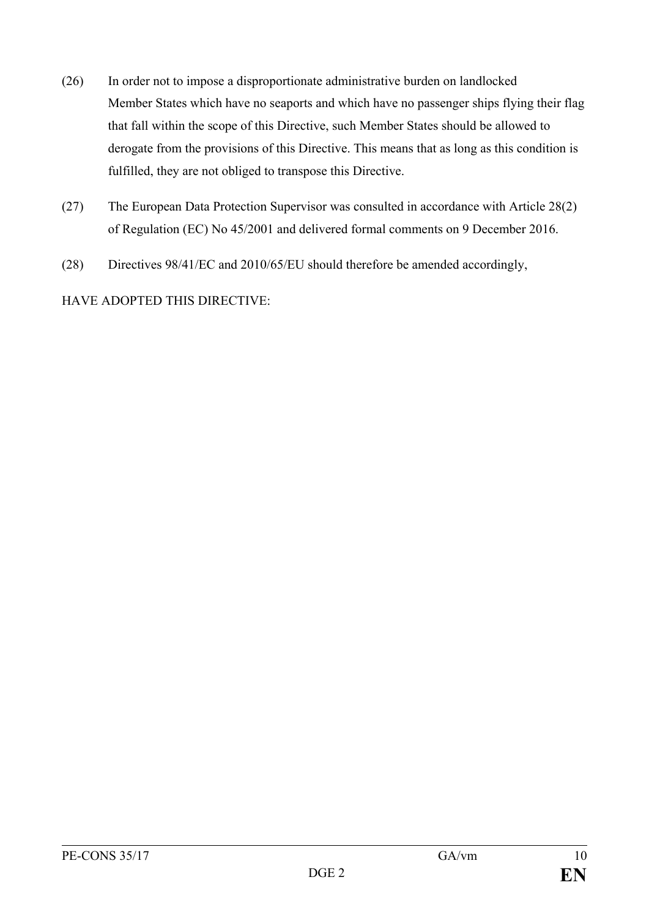(26) In order not to impose a disproportionate administrative burden on landlocked Member States which have no seaports and which have no passenger ships flying their flag that fall within the scope of this Directive, such Member States should be allowed to derogate from the provisions of this Directive. This means that as long as this condition is fulfilled, they are not obliged to transpose this Directive.

(27) The European Data Protection Supervisor was consulted in accordance with Article 28(2) of Regulation (EC) No 45/2001 and delivered formal comments on 9 December 2016.

(28) Directives 98/41/EC and 2010/65/EU should therefore be amended accordingly,

HAVE ADOPTED THIS DIRECTIVE: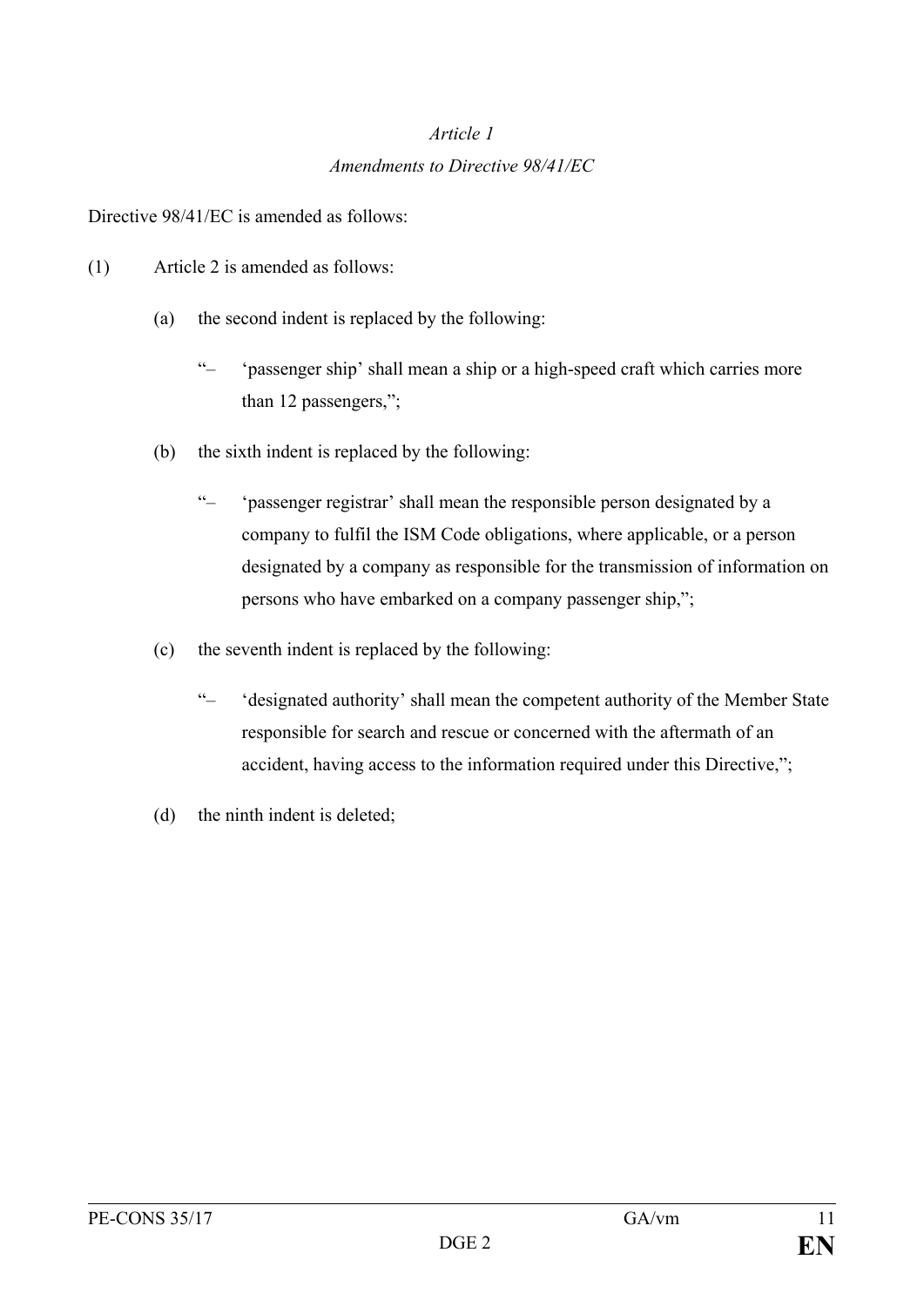*Article 1*

*Amendments to Directive 98/41/EC*

Directive 98/41/EC is amended as follows:

(1) Article 2 is amended as follows:

(a) the second indent is replaced by the following:

"– 'passenger ship' shall mean a ship or a high-speed craft which carries more than 12 passengers,";

(b) the sixth indent is replaced by the following:

"– 'passenger registrar' shall mean the responsible person designated by a company to fulfil the ISM Code obligations, where applicable, or a person designated by a company as responsible for the transmission of information on persons who have embarked on a company passenger ship,";

(c) the seventh indent is replaced by the following:

"– 'designated authority' shall mean the competent authority of the Member State responsible for search and rescue or concerned with the aftermath of an accident, having access to the information required under this Directive,";

(d) the ninth indent is deleted;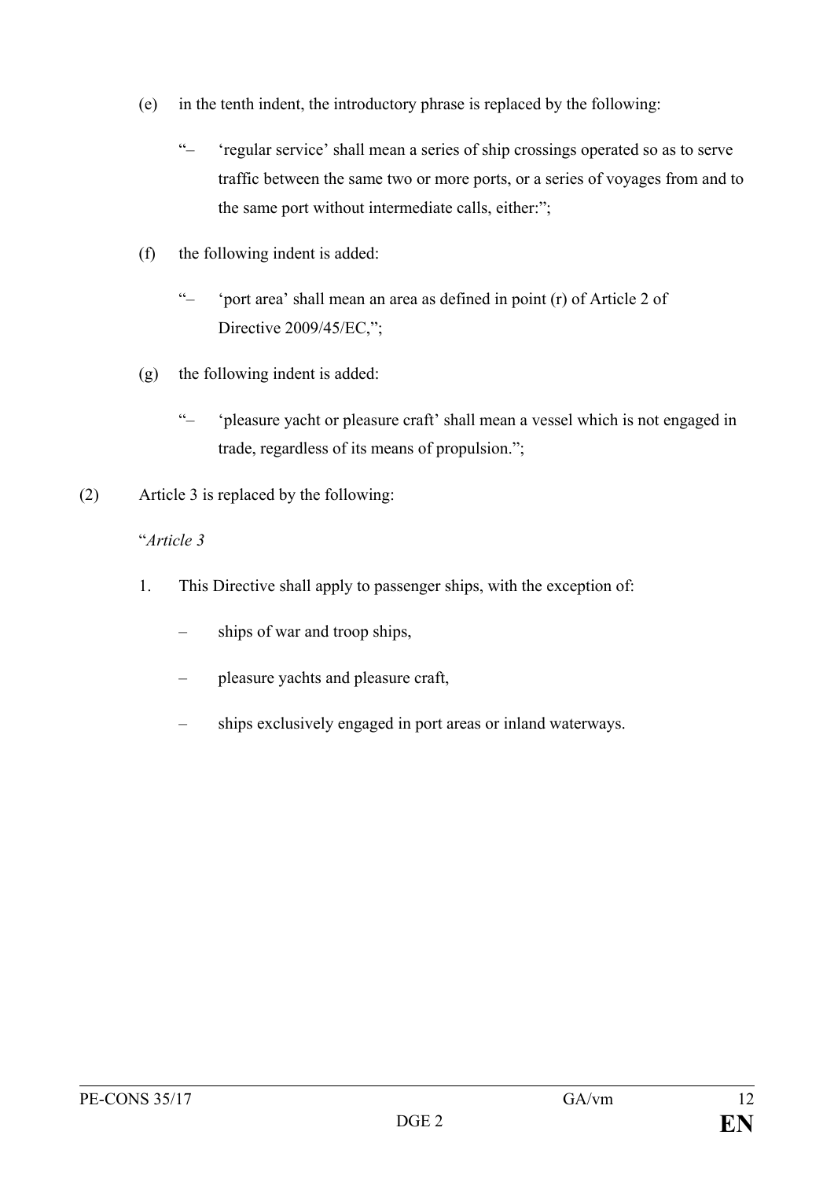(e) in the tenth indent, the introductory phrase is replaced by the following:

"– 'regular service' shall mean a series of ship crossings operated so as to serve traffic between the same two or more ports, or a series of voyages from and to the same port without intermediate calls, either:";

(f) the following indent is added:

"– 'port area' shall mean an area as defined in point (r) of Article 2 of Directive 2009/45/EC,";

(g) the following indent is added:

"– 'pleasure yacht or pleasure craft' shall mean a vessel which is not engaged in trade, regardless of its means of propulsion.";

(2) Article 3 is replaced by the following:

"*Article 3*

1. This Directive shall apply to passenger ships, with the exception of:

   – ships of war and troop ships,

   – pleasure yachts and pleasure craft,

   – ships exclusively engaged in port areas or inland waterways.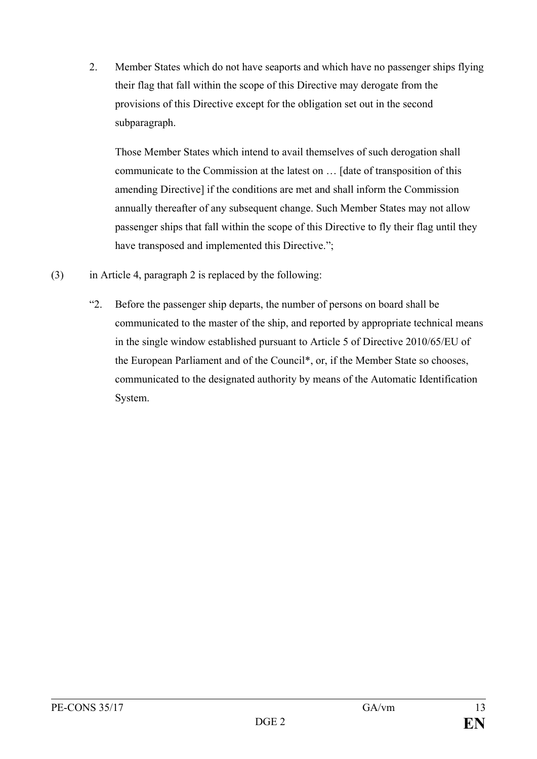2. Member States which do not have seaports and which have no passenger ships flying their flag that fall within the scope of this Directive may derogate from the provisions of this Directive except for the obligation set out in the second subparagraph.

   Those Member States which intend to avail themselves of such derogation shall communicate to the Commission at the latest on … [date of transposition of this amending Directive] if the conditions are met and shall inform the Commission annually thereafter of any subsequent change. Such Member States may not allow passenger ships that fall within the scope of this Directive to fly their flag until they have transposed and implemented this Directive.";

(3) in Article 4, paragraph 2 is replaced by the following:

"2. Before the passenger ship departs, the number of persons on board shall be communicated to the master of the ship, and reported by appropriate technical means in the single window established pursuant to Article 5 of Directive 2010/65/EU of the European Parliament and of the Council*, or, if the Member State so chooses, communicated to the designated authority by means of the Automatic Identification System.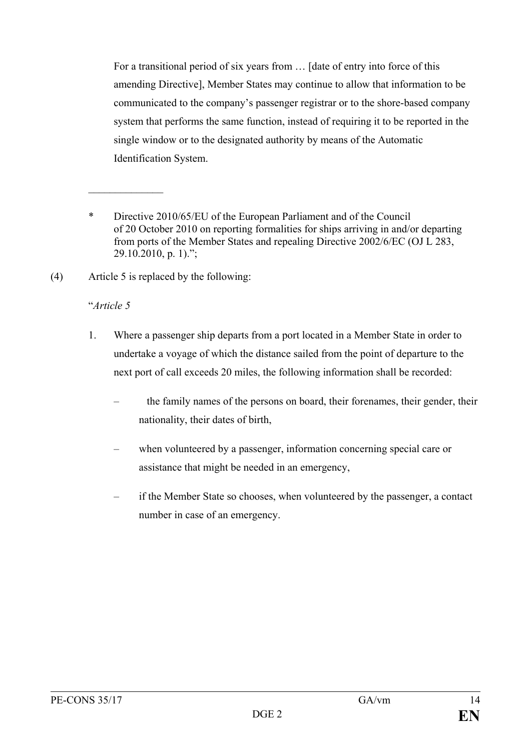For a transitional period of six years from … [date of entry into force of this amending Directive], Member States may continue to allow that information to be communicated to the company's passenger registrar or to the shore-based company system that performs the same function, instead of requiring it to be reported in the single window or to the designated authority by means of the Automatic Identification System.

______________

\* Directive 2010/65/EU of the European Parliament and of the Council of 20 October 2010 on reporting formalities for ships arriving in and/or departing from ports of the Member States and repealing Directive 2002/6/EC (OJ L 283, 29.10.2010, p. 1).";

(4) Article 5 is replaced by the following:

"*Article 5*

1. Where a passenger ship departs from a port located in a Member State in order to undertake a voyage of which the distance sailed from the point of departure to the next port of call exceeds 20 miles, the following information shall be recorded:

   – the family names of the persons on board, their forenames, their gender, their nationality, their dates of birth,

   – when volunteered by a passenger, information concerning special care or assistance that might be needed in an emergency,

   – if the Member State so chooses, when volunteered by the passenger, a contact number in case of an emergency.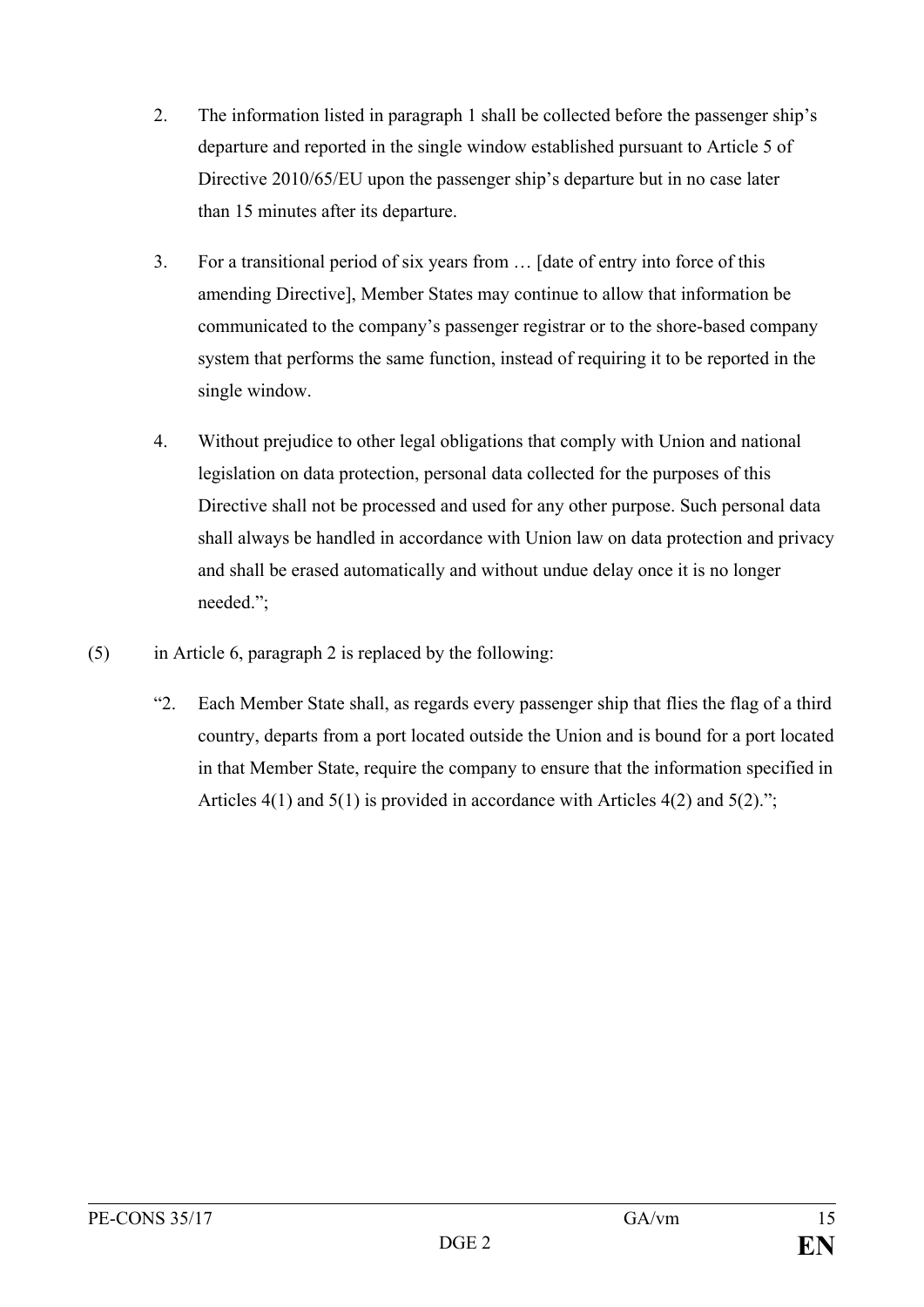2. The information listed in paragraph 1 shall be collected before the passenger ship's departure and reported in the single window established pursuant to Article 5 of Directive 2010/65/EU upon the passenger ship's departure but in no case later than 15 minutes after its departure.

3. For a transitional period of six years from … [date of entry into force of this amending Directive], Member States may continue to allow that information be communicated to the company's passenger registrar or to the shore-based company system that performs the same function, instead of requiring it to be reported in the single window.

4. Without prejudice to other legal obligations that comply with Union and national legislation on data protection, personal data collected for the purposes of this Directive shall not be processed and used for any other purpose. Such personal data shall always be handled in accordance with Union law on data protection and privacy and shall be erased automatically and without undue delay once it is no longer needed.";

(5) in Article 6, paragraph 2 is replaced by the following:

"2. Each Member State shall, as regards every passenger ship that flies the flag of a third country, departs from a port located outside the Union and is bound for a port located in that Member State, require the company to ensure that the information specified in Articles 4(1) and 5(1) is provided in accordance with Articles 4(2) and 5(2).";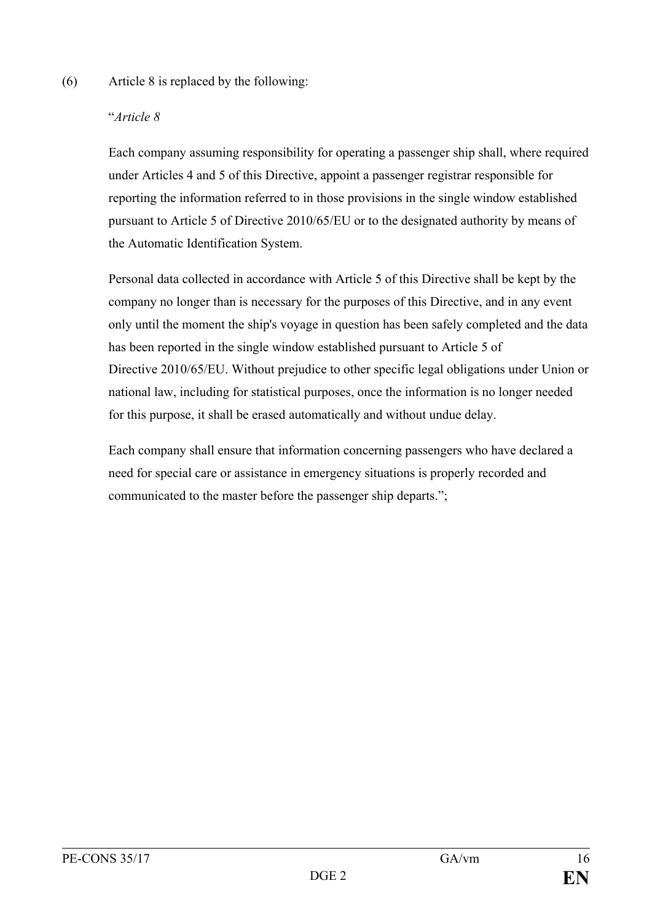(6) Article 8 is replaced by the following:

"*Article 8*

Each company assuming responsibility for operating a passenger ship shall, where required under Articles 4 and 5 of this Directive, appoint a passenger registrar responsible for reporting the information referred to in those provisions in the single window established pursuant to Article 5 of Directive 2010/65/EU or to the designated authority by means of the Automatic Identification System.

Personal data collected in accordance with Article 5 of this Directive shall be kept by the company no longer than is necessary for the purposes of this Directive, and in any event only until the moment the ship's voyage in question has been safely completed and the data has been reported in the single window established pursuant to Article 5 of Directive 2010/65/EU. Without prejudice to other specific legal obligations under Union or national law, including for statistical purposes, once the information is no longer needed for this purpose, it shall be erased automatically and without undue delay.

Each company shall ensure that information concerning passengers who have declared a need for special care or assistance in emergency situations is properly recorded and communicated to the master before the passenger ship departs.";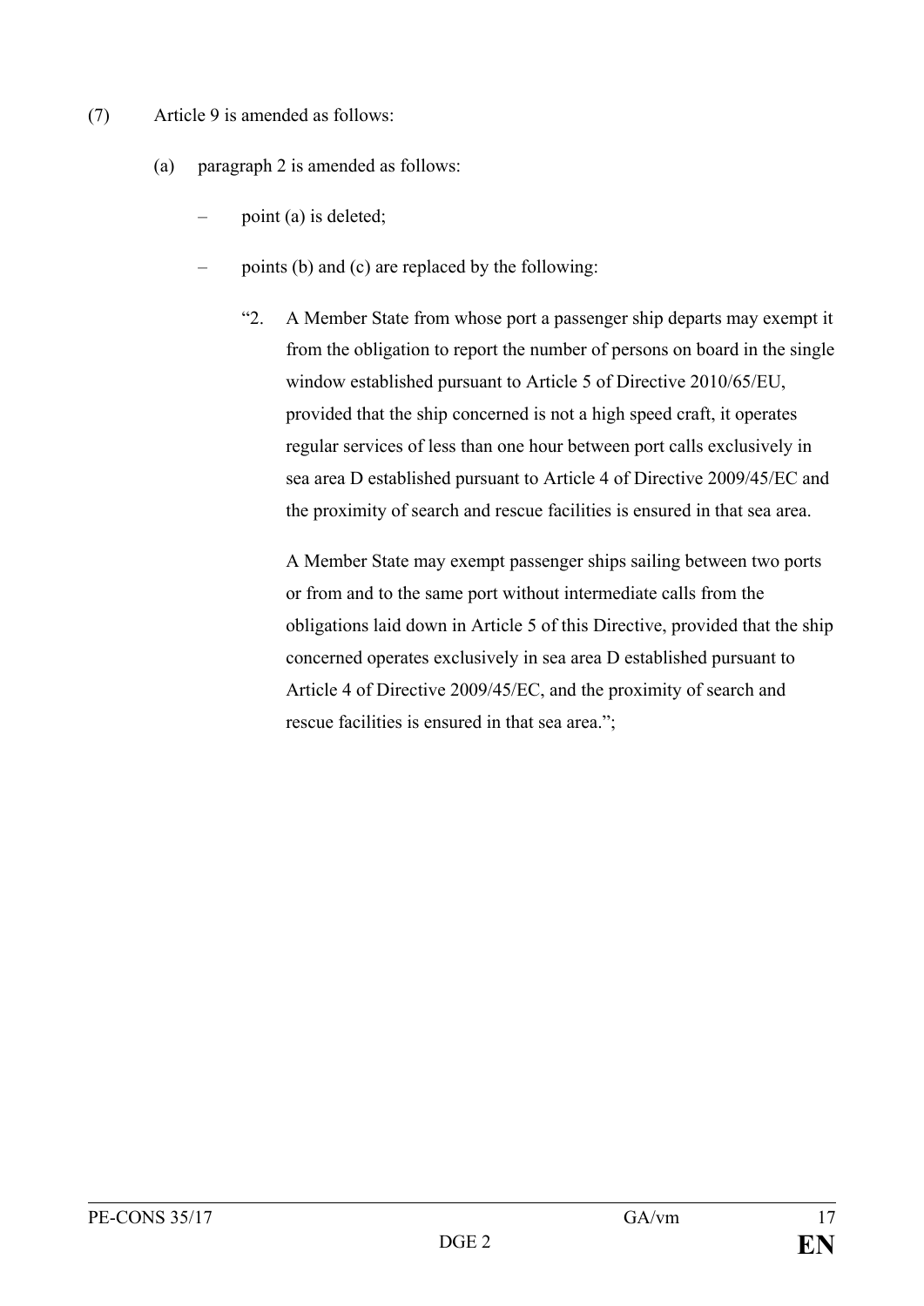(7) Article 9 is amended as follows:

(a) paragraph 2 is amended as follows:

– point (a) is deleted;

– points (b) and (c) are replaced by the following:

"2. A Member State from whose port a passenger ship departs may exempt it from the obligation to report the number of persons on board in the single window established pursuant to Article 5 of Directive 2010/65/EU, provided that the ship concerned is not a high speed craft, it operates regular services of less than one hour between port calls exclusively in sea area D established pursuant to Article 4 of Directive 2009/45/EC and the proximity of search and rescue facilities is ensured in that sea area.

A Member State may exempt passenger ships sailing between two ports or from and to the same port without intermediate calls from the obligations laid down in Article 5 of this Directive, provided that the ship concerned operates exclusively in sea area D established pursuant to Article 4 of Directive 2009/45/EC, and the proximity of search and rescue facilities is ensured in that sea area.";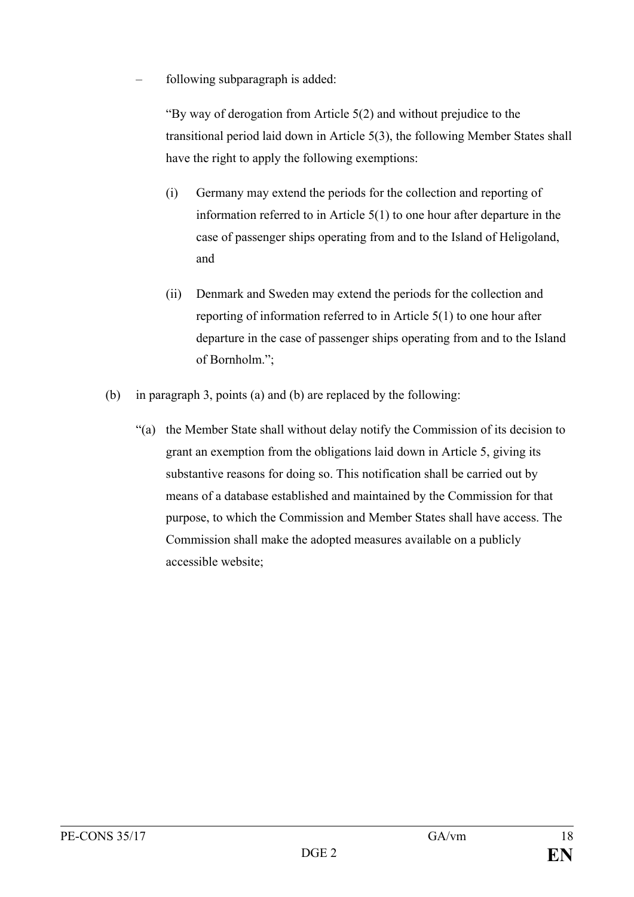– following subparagraph is added:

"By way of derogation from Article 5(2) and without prejudice to the transitional period laid down in Article 5(3), the following Member States shall have the right to apply the following exemptions:

(i) Germany may extend the periods for the collection and reporting of information referred to in Article 5(1) to one hour after departure in the case of passenger ships operating from and to the Island of Heligoland, and

(ii) Denmark and Sweden may extend the periods for the collection and reporting of information referred to in Article 5(1) to one hour after departure in the case of passenger ships operating from and to the Island of Bornholm.";

(b) in paragraph 3, points (a) and (b) are replaced by the following:

"(a) the Member State shall without delay notify the Commission of its decision to grant an exemption from the obligations laid down in Article 5, giving its substantive reasons for doing so. This notification shall be carried out by means of a database established and maintained by the Commission for that purpose, to which the Commission and Member States shall have access. The Commission shall make the adopted measures available on a publicly accessible website;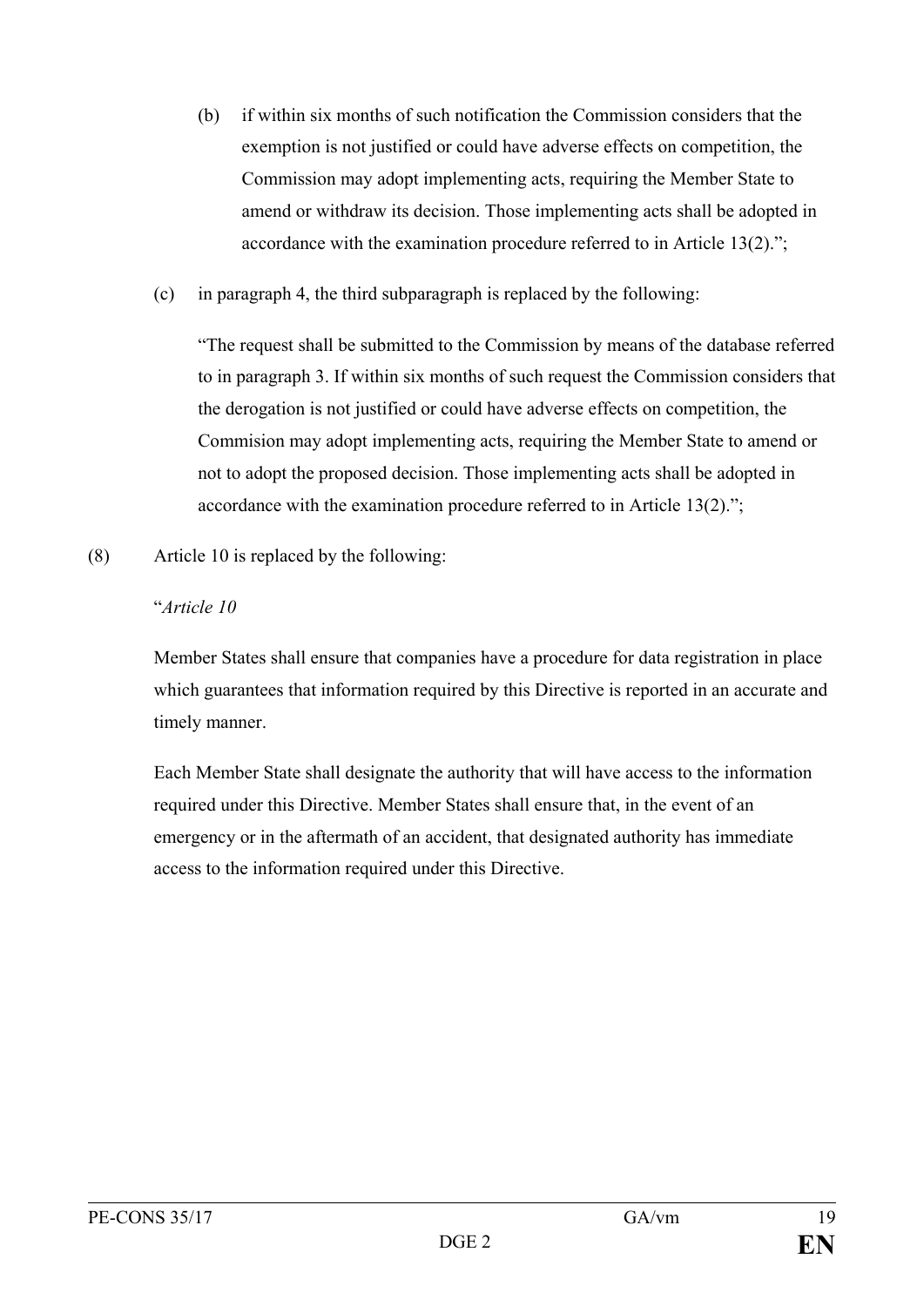(b) if within six months of such notification the Commission considers that the exemption is not justified or could have adverse effects on competition, the Commission may adopt implementing acts, requiring the Member State to amend or withdraw its decision. Those implementing acts shall be adopted in accordance with the examination procedure referred to in Article 13(2).";

(c) in paragraph 4, the third subparagraph is replaced by the following:

"The request shall be submitted to the Commission by means of the database referred to in paragraph 3. If within six months of such request the Commission considers that the derogation is not justified or could have adverse effects on competition, the Commision may adopt implementing acts, requiring the Member State to amend or not to adopt the proposed decision. Those implementing acts shall be adopted in accordance with the examination procedure referred to in Article 13(2).";

(8) Article 10 is replaced by the following:

"*Article 10*

Member States shall ensure that companies have a procedure for data registration in place which guarantees that information required by this Directive is reported in an accurate and timely manner.

Each Member State shall designate the authority that will have access to the information required under this Directive. Member States shall ensure that, in the event of an emergency or in the aftermath of an accident, that designated authority has immediate access to the information required under this Directive.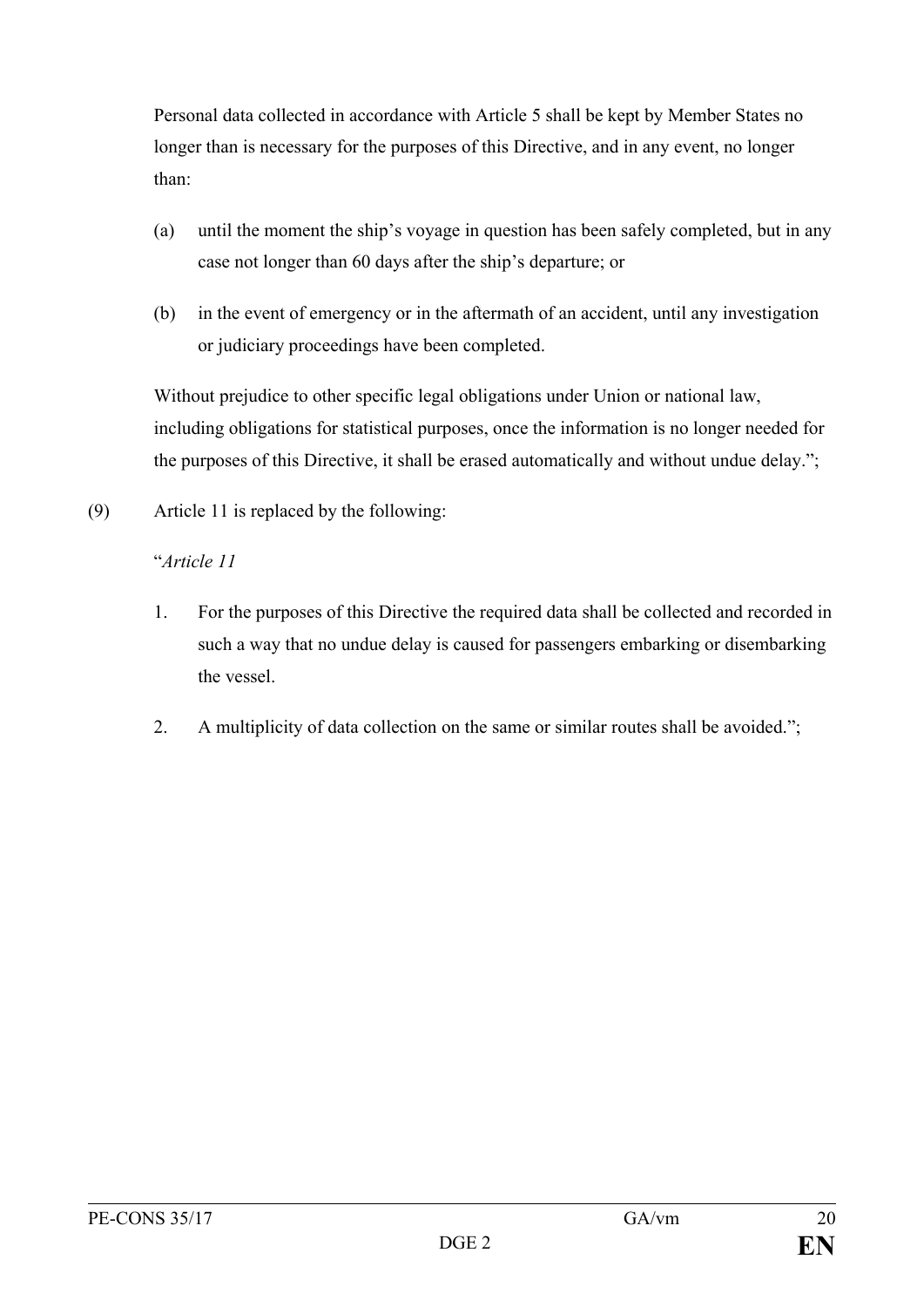Personal data collected in accordance with Article 5 shall be kept by Member States no longer than is necessary for the purposes of this Directive, and in any event, no longer than:

(a) until the moment the ship's voyage in question has been safely completed, but in any case not longer than 60 days after the ship's departure; or

(b) in the event of emergency or in the aftermath of an accident, until any investigation or judiciary proceedings have been completed.

Without prejudice to other specific legal obligations under Union or national law, including obligations for statistical purposes, once the information is no longer needed for the purposes of this Directive, it shall be erased automatically and without undue delay.";

(9) Article 11 is replaced by the following:

"*Article 11*

1. For the purposes of this Directive the required data shall be collected and recorded in such a way that no undue delay is caused for passengers embarking or disembarking the vessel.

2. A multiplicity of data collection on the same or similar routes shall be avoided.";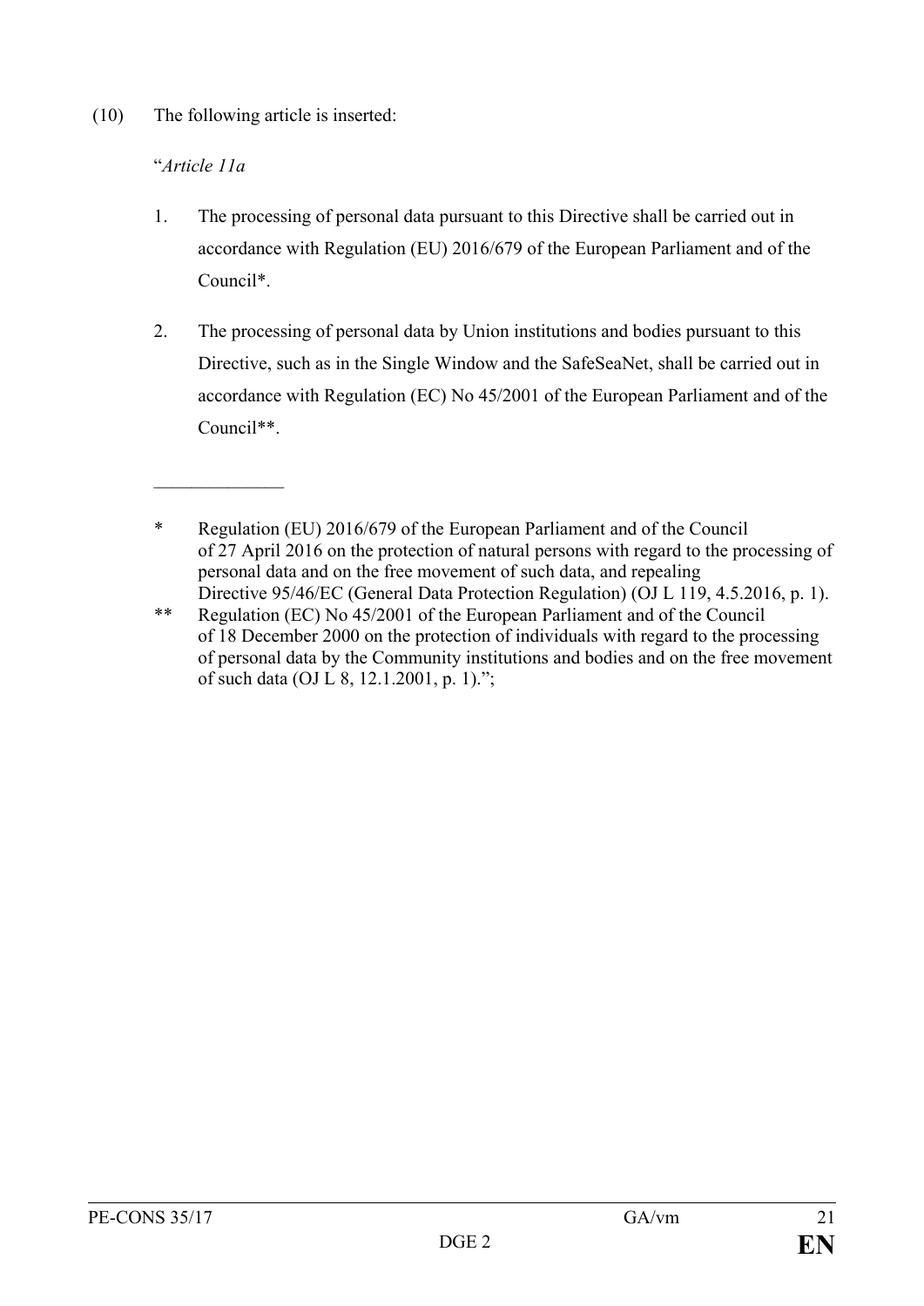(10) The following article is inserted:

"*Article 11a*

1. The processing of personal data pursuant to this Directive shall be carried out in accordance with Regulation (EU) 2016/679 of the European Parliament and of the Council*.

2. The processing of personal data by Union institutions and bodies pursuant to this Directive, such as in the Single Window and the SafeSeaNet, shall be carried out in accordance with Regulation (EC) No 45/2001 of the European Parliament and of the Council**.

______________

\* Regulation (EU) 2016/679 of the European Parliament and of the Council of 27 April 2016 on the protection of natural persons with regard to the processing of personal data and on the free movement of such data, and repealing Directive 95/46/EC (General Data Protection Regulation) (OJ L 119, 4.5.2016, p. 1).

\*\* Regulation (EC) No 45/2001 of the European Parliament and of the Council of 18 December 2000 on the protection of individuals with regard to the processing of personal data by the Community institutions and bodies and on the free movement of such data (OJ L 8, 12.1.2001, p. 1).";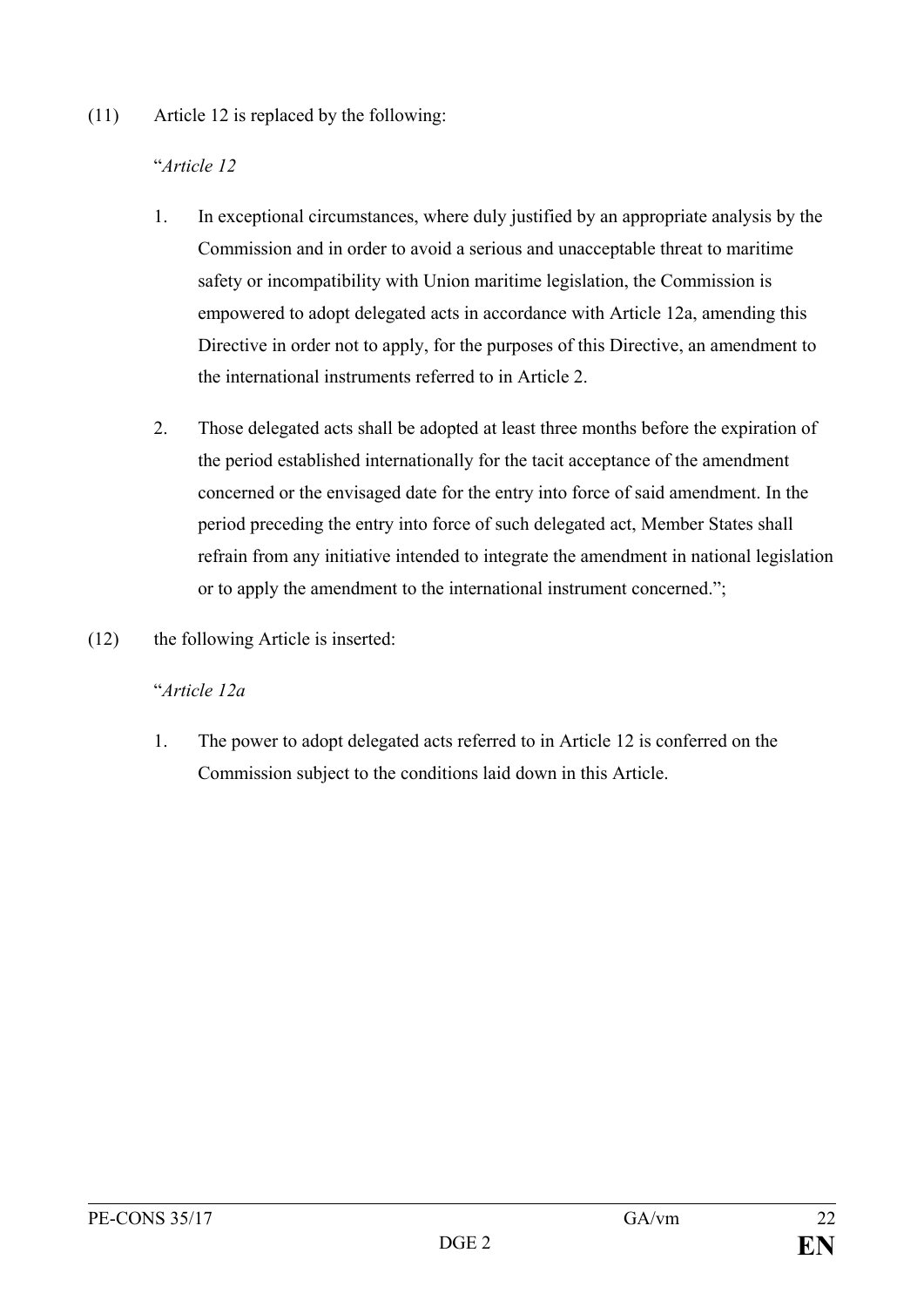(11) Article 12 is replaced by the following:

"*Article 12*

1. In exceptional circumstances, where duly justified by an appropriate analysis by the Commission and in order to avoid a serious and unacceptable threat to maritime safety or incompatibility with Union maritime legislation, the Commission is empowered to adopt delegated acts in accordance with Article 12a, amending this Directive in order not to apply, for the purposes of this Directive, an amendment to the international instruments referred to in Article 2.

2. Those delegated acts shall be adopted at least three months before the expiration of the period established internationally for the tacit acceptance of the amendment concerned or the envisaged date for the entry into force of said amendment. In the period preceding the entry into force of such delegated act, Member States shall refrain from any initiative intended to integrate the amendment in national legislation or to apply the amendment to the international instrument concerned.";

(12) the following Article is inserted:

"*Article 12a*

1. The power to adopt delegated acts referred to in Article 12 is conferred on the Commission subject to the conditions laid down in this Article.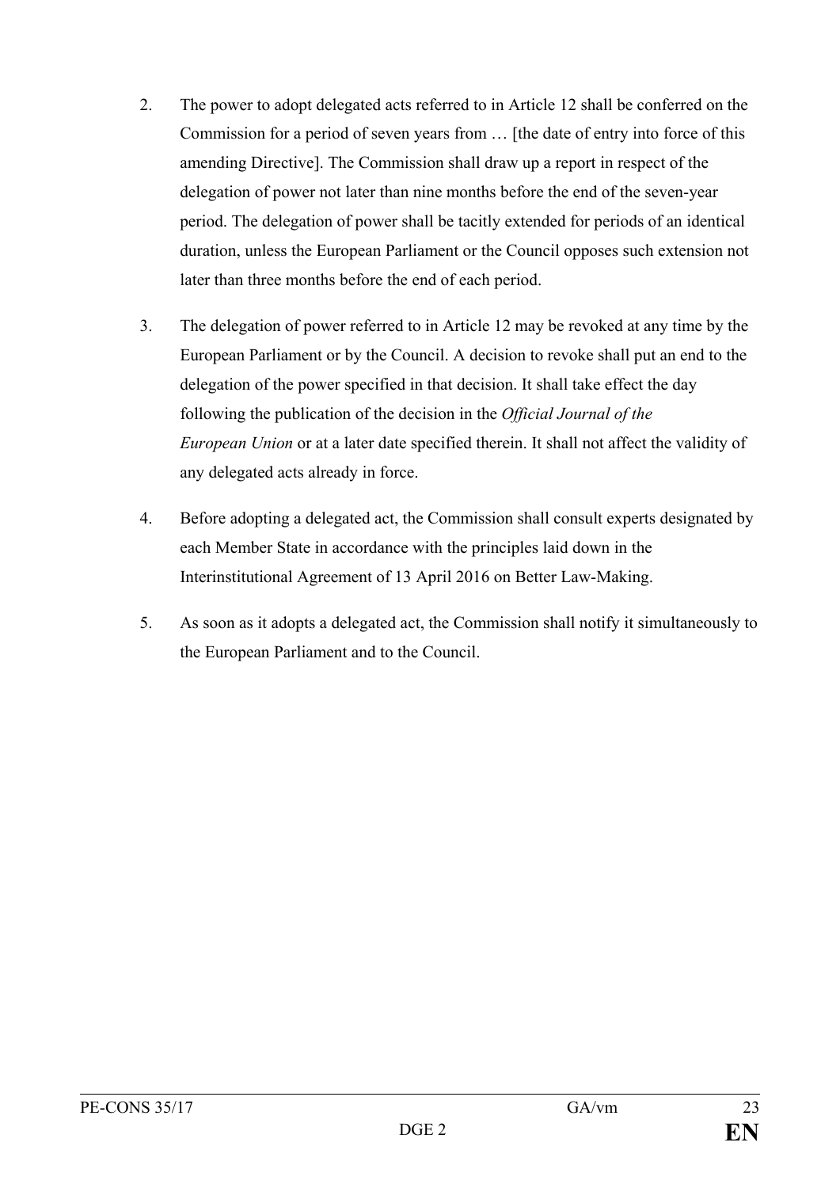2. The power to adopt delegated acts referred to in Article 12 shall be conferred on the Commission for a period of seven years from … [the date of entry into force of this amending Directive]. The Commission shall draw up a report in respect of the delegation of power not later than nine months before the end of the seven-year period. The delegation of power shall be tacitly extended for periods of an identical duration, unless the European Parliament or the Council opposes such extension not later than three months before the end of each period.

3. The delegation of power referred to in Article 12 may be revoked at any time by the European Parliament or by the Council. A decision to revoke shall put an end to the delegation of the power specified in that decision. It shall take effect the day following the publication of the decision in the *Official Journal of the European Union* or at a later date specified therein. It shall not affect the validity of any delegated acts already in force.

4. Before adopting a delegated act, the Commission shall consult experts designated by each Member State in accordance with the principles laid down in the Interinstitutional Agreement of 13 April 2016 on Better Law-Making.

5. As soon as it adopts a delegated act, the Commission shall notify it simultaneously to the European Parliament and to the Council.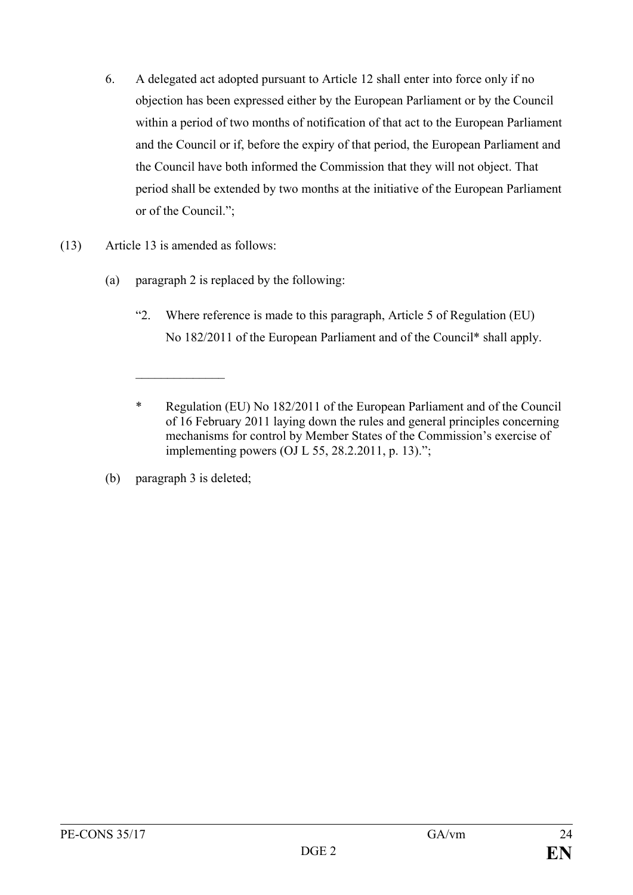6. A delegated act adopted pursuant to Article 12 shall enter into force only if no objection has been expressed either by the European Parliament or by the Council within a period of two months of notification of that act to the European Parliament and the Council or if, before the expiry of that period, the European Parliament and the Council have both informed the Commission that they will not object. That period shall be extended by two months at the initiative of the European Parliament or of the Council.";

(13) Article 13 is amended as follows:

(a) paragraph 2 is replaced by the following:

"2. Where reference is made to this paragraph, Article 5 of Regulation (EU) No 182/2011 of the European Parliament and of the Council* shall apply.

______________

\* Regulation (EU) No 182/2011 of the European Parliament and of the Council of 16 February 2011 laying down the rules and general principles concerning mechanisms for control by Member States of the Commission's exercise of implementing powers (OJ L 55, 28.2.2011, p. 13).";

(b) paragraph 3 is deleted;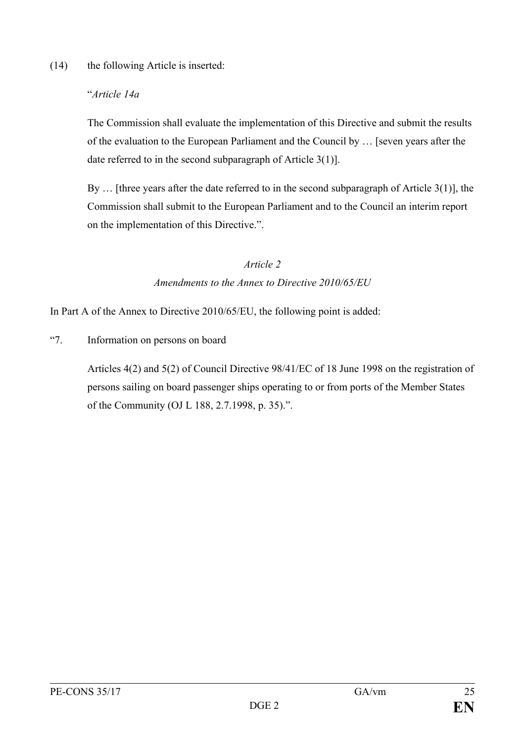(14) the following Article is inserted:

"*Article 14a*

The Commission shall evaluate the implementation of this Directive and submit the results of the evaluation to the European Parliament and the Council by … [seven years after the date referred to in the second subparagraph of Article 3(1)].

By … [three years after the date referred to in the second subparagraph of Article 3(1)], the Commission shall submit to the European Parliament and to the Council an interim report on the implementation of this Directive.".

*Article 2*

*Amendments to the Annex to Directive 2010/65/EU*

In Part A of the Annex to Directive 2010/65/EU, the following point is added:

"7. Information on persons on board

Articles 4(2) and 5(2) of Council Directive 98/41/EC of 18 June 1998 on the registration of persons sailing on board passenger ships operating to or from ports of the Member States of the Community (OJ L 188, 2.7.1998, p. 35).".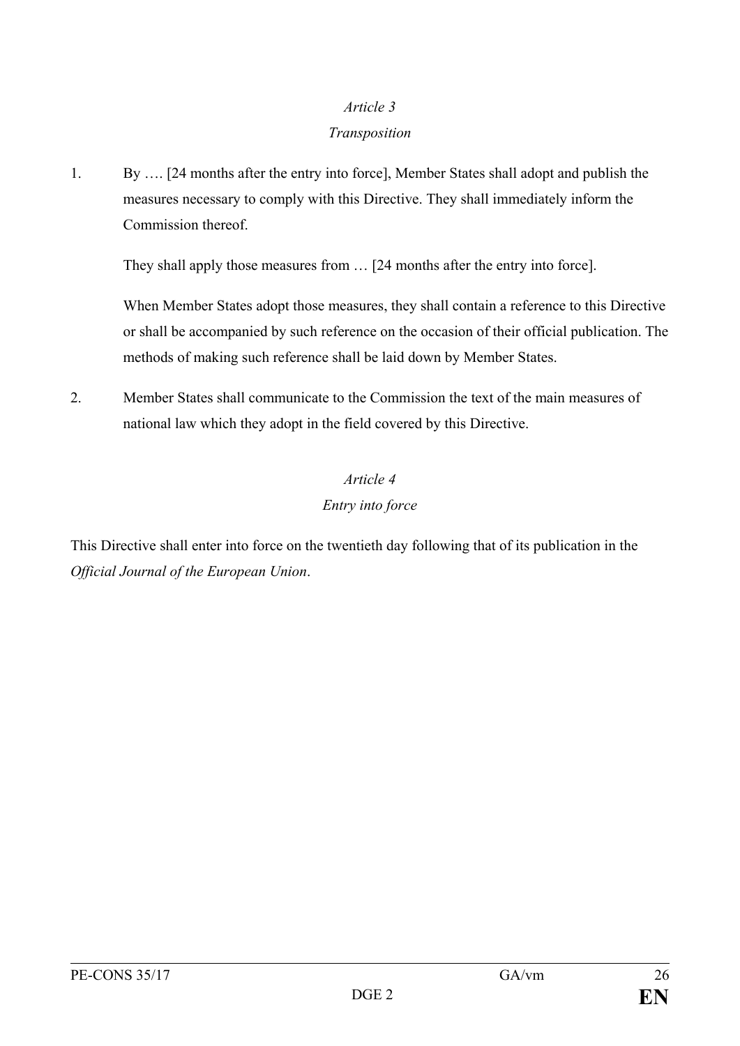*Article 3*

*Transposition*

1. By …. [24 months after the entry into force], Member States shall adopt and publish the measures necessary to comply with this Directive. They shall immediately inform the Commission thereof.

   They shall apply those measures from … [24 months after the entry into force].

   When Member States adopt those measures, they shall contain a reference to this Directive or shall be accompanied by such reference on the occasion of their official publication. The methods of making such reference shall be laid down by Member States.

2. Member States shall communicate to the Commission the text of the main measures of national law which they adopt in the field covered by this Directive.

*Article 4*

*Entry into force*

This Directive shall enter into force on the twentieth day following that of its publication in the *Official Journal of the European Union*.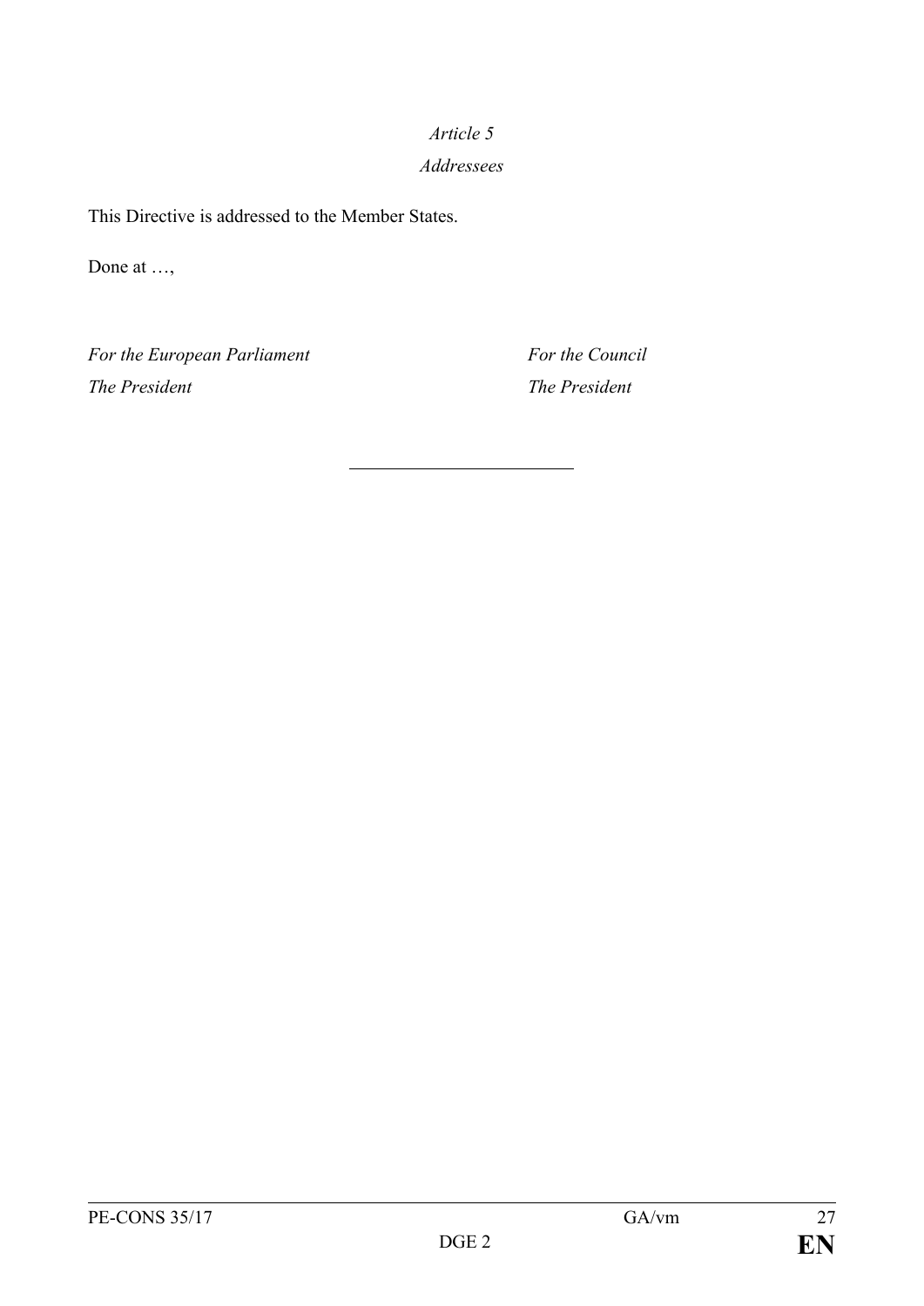*Article 5*

*Addressees*

This Directive is addressed to the Member States.

Done at …,

*For the European Parliament*
*The President*

*For the Council*
*The President*